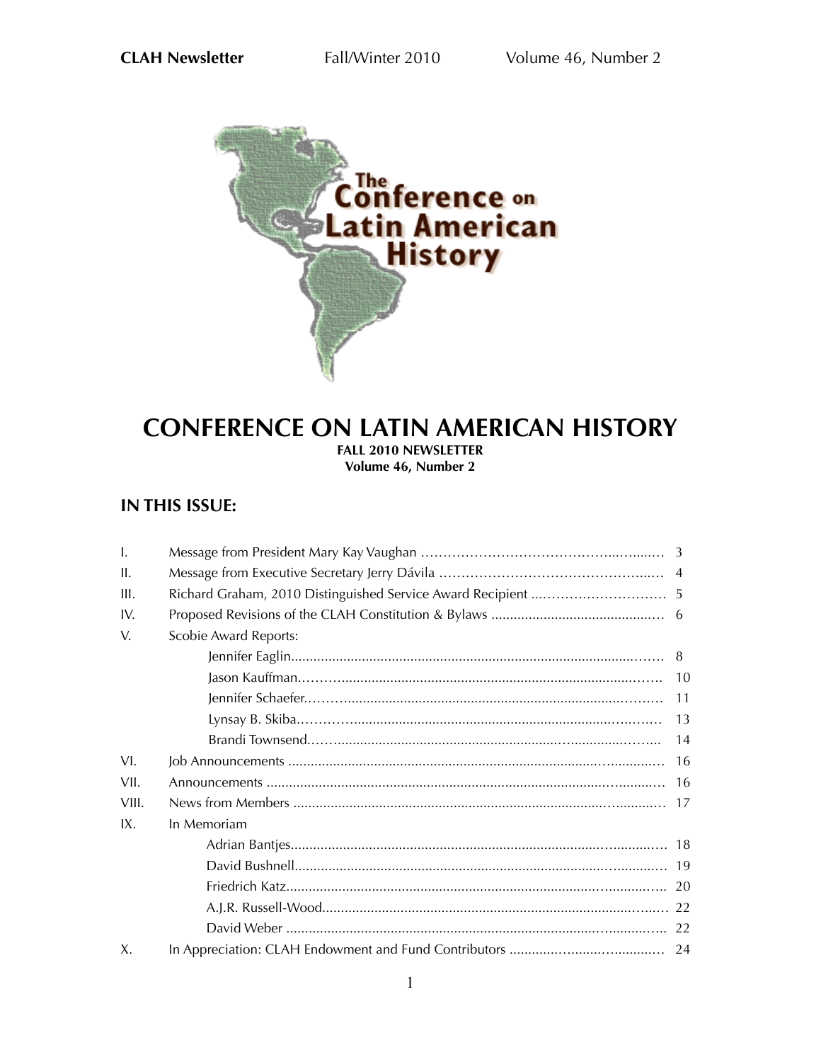# CONFERENCE ON LATIN AMERICAN HISTORY

**FALL 2010 NEWSLETTER**
**Volume 46, Number 2**

## IN THIS ISSUE:

| | | |
|---|---|---|
| I. | Message from President Mary Kay Vaughan | 3 |
| II. | Message from Executive Secretary Jerry Dávila | 4 |
| III. | Richard Graham, 2010 Distinguished Service Award Recipient | 5 |
| IV. | Proposed Revisions of the CLAH Constitution & Bylaws | 6 |
| V. | Scobie Award Reports: | |
| | Jennifer Eaglin | 8 |
| | Jason Kauffman | 10 |
| | Jennifer Schaefer | 11 |
| | Lynsay B. Skiba | 13 |
| | Brandi Townsend | 14 |
| VI. | Job Announcements | 16 |
| VII. | Announcements | 16 |
| VIII. | News from Members | 17 |
| IX. | In Memoriam | |
| | Adrian Bantjes | 18 |
| | David Bushnell | 19 |
| | Friedrich Katz | 20 |
| | A.J.R. Russell-Wood | 22 |
| | David Weber | 22 |
| X. | In Appreciation: CLAH Endowment and Fund Contributors | 24 |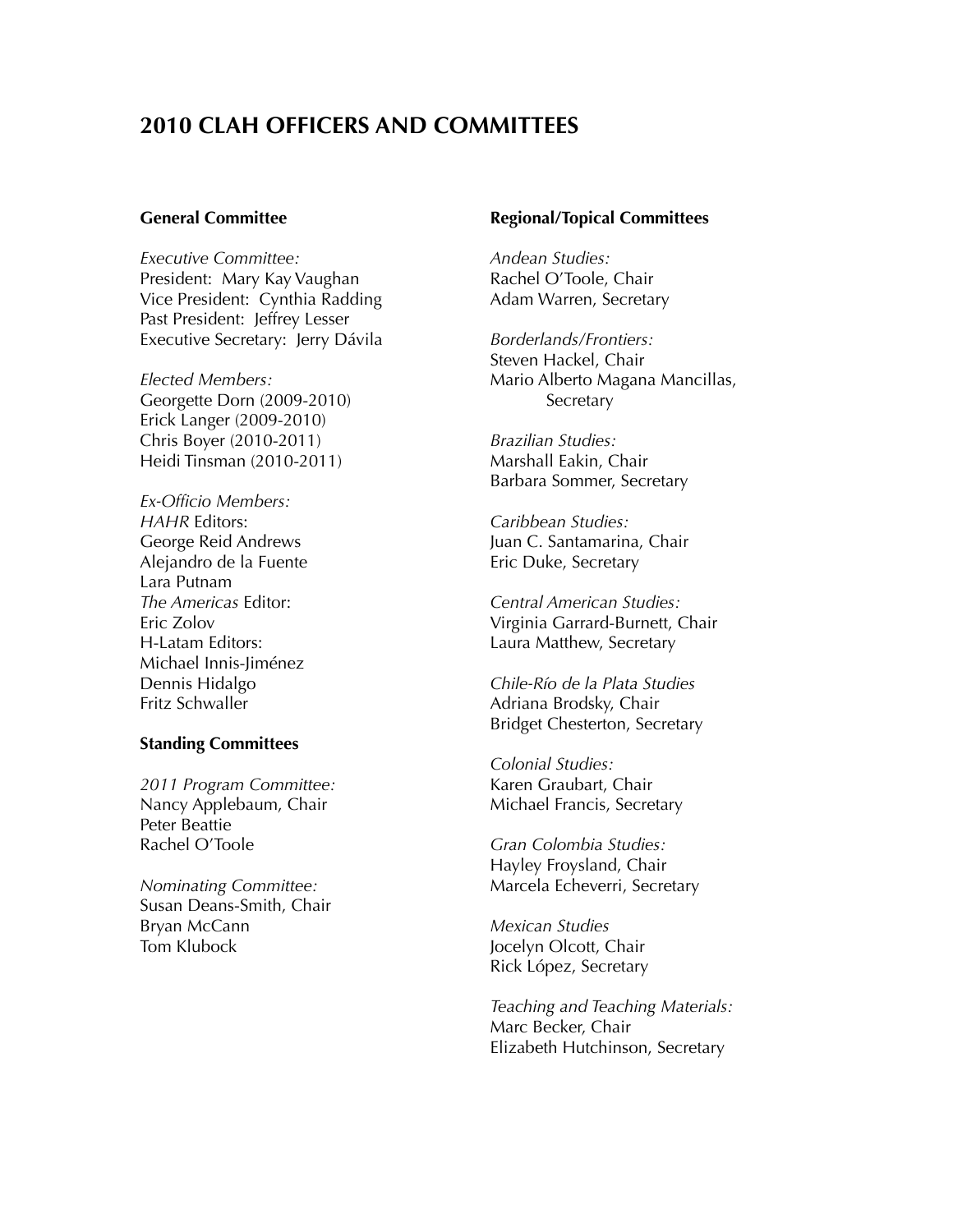# 2010 CLAH OFFICERS AND COMMITTEES

## General Committee

*Executive Committee:*
President: Mary Kay Vaughan
Vice President: Cynthia Radding
Past President: Jeffrey Lesser
Executive Secretary: Jerry Dávila

*Elected Members:*
Georgette Dorn (2009-2010)
Erick Langer (2009-2010)
Chris Boyer (2010-2011)
Heidi Tinsman (2010-2011)

*Ex-Officio Members:*
*HAHR* Editors:
George Reid Andrews
Alejandro de la Fuente
Lara Putnam
*The Americas* Editor:
Eric Zolov
H-Latam Editors:
Michael Innis-Jiménez
Dennis Hidalgo
Fritz Schwaller

## Standing Committees

*2011 Program Committee:*
Nancy Applebaum, Chair
Peter Beattie
Rachel O'Toole

*Nominating Committee:*
Susan Deans-Smith, Chair
Bryan McCann
Tom Klubock

## Regional/Topical Committees

*Andean Studies:*
Rachel O'Toole, Chair
Adam Warren, Secretary

*Borderlands/Frontiers:*
Steven Hackel, Chair
Mario Alberto Magana Mancillas, Secretary

*Brazilian Studies:*
Marshall Eakin, Chair
Barbara Sommer, Secretary

*Caribbean Studies:*
Juan C. Santamarina, Chair
Eric Duke, Secretary

*Central American Studies:*
Virginia Garrard-Burnett, Chair
Laura Matthew, Secretary

*Chile-Río de la Plata Studies*
Adriana Brodsky, Chair
Bridget Chesterton, Secretary

*Colonial Studies:*
Karen Graubart, Chair
Michael Francis, Secretary

*Gran Colombia Studies:*
Hayley Froysland, Chair
Marcela Echeverri, Secretary

*Mexican Studies*
Jocelyn Olcott, Chair
Rick López, Secretary

*Teaching and Teaching Materials:*
Marc Becker, Chair
Elizabeth Hutchinson, Secretary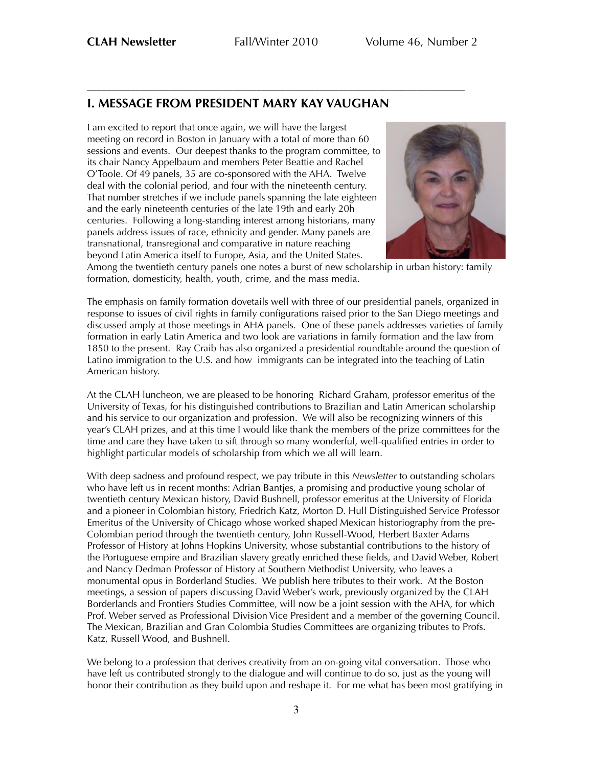## I. MESSAGE FROM PRESIDENT MARY KAY VAUGHAN

I am excited to report that once again, we will have the largest meeting on record in Boston in January with a total of more than 60 sessions and events. Our deepest thanks to the program committee, to its chair Nancy Appelbaum and members Peter Beattie and Rachel O'Toole. Of 49 panels, 35 are co-sponsored with the AHA. Twelve deal with the colonial period, and four with the nineteenth century. That number stretches if we include panels spanning the late eighteen and the early nineteenth centuries of the late 19th and early 20h centuries. Following a long-standing interest among historians, many panels address issues of race, ethnicity and gender. Many panels are transnational, transregional and comparative in nature reaching beyond Latin America itself to Europe, Asia, and the United States. Among the twentieth century panels one notes a burst of new scholarship in urban history: family formation, domesticity, health, youth, crime, and the mass media.

The emphasis on family formation dovetails well with three of our presidential panels, organized in response to issues of civil rights in family configurations raised prior to the San Diego meetings and discussed amply at those meetings in AHA panels. One of these panels addresses varieties of family formation in early Latin America and two look are variations in family formation and the law from 1850 to the present. Ray Craib has also organized a presidential roundtable around the question of Latino immigration to the U.S. and how immigrants can be integrated into the teaching of Latin American history.

At the CLAH luncheon, we are pleased to be honoring Richard Graham, professor emeritus of the University of Texas, for his distinguished contributions to Brazilian and Latin American scholarship and his service to our organization and profession. We will also be recognizing winners of this year's CLAH prizes, and at this time I would like thank the members of the prize committees for the time and care they have taken to sift through so many wonderful, well-qualified entries in order to highlight particular models of scholarship from which we all will learn.

With deep sadness and profound respect, we pay tribute in this *Newsletter* to outstanding scholars who have left us in recent months: Adrian Bantjes, a promising and productive young scholar of twentieth century Mexican history, David Bushnell, professor emeritus at the University of Florida and a pioneer in Colombian history, Friedrich Katz, Morton D. Hull Distinguished Service Professor Emeritus of the University of Chicago whose worked shaped Mexican historiography from the pre-Colombian period through the twentieth century, John Russell-Wood, Herbert Baxter Adams Professor of History at Johns Hopkins University, whose substantial contributions to the history of the Portuguese empire and Brazilian slavery greatly enriched these fields, and David Weber, Robert and Nancy Dedman Professor of History at Southern Methodist University, who leaves a monumental opus in Borderland Studies. We publish here tributes to their work. At the Boston meetings, a session of papers discussing David Weber's work, previously organized by the CLAH Borderlands and Frontiers Studies Committee, will now be a joint session with the AHA, for which Prof. Weber served as Professional Division Vice President and a member of the governing Council. The Mexican, Brazilian and Gran Colombia Studies Committees are organizing tributes to Profs. Katz, Russell Wood, and Bushnell.

We belong to a profession that derives creativity from an on-going vital conversation. Those who have left us contributed strongly to the dialogue and will continue to do so, just as the young will honor their contribution as they build upon and reshape it. For me what has been most gratifying in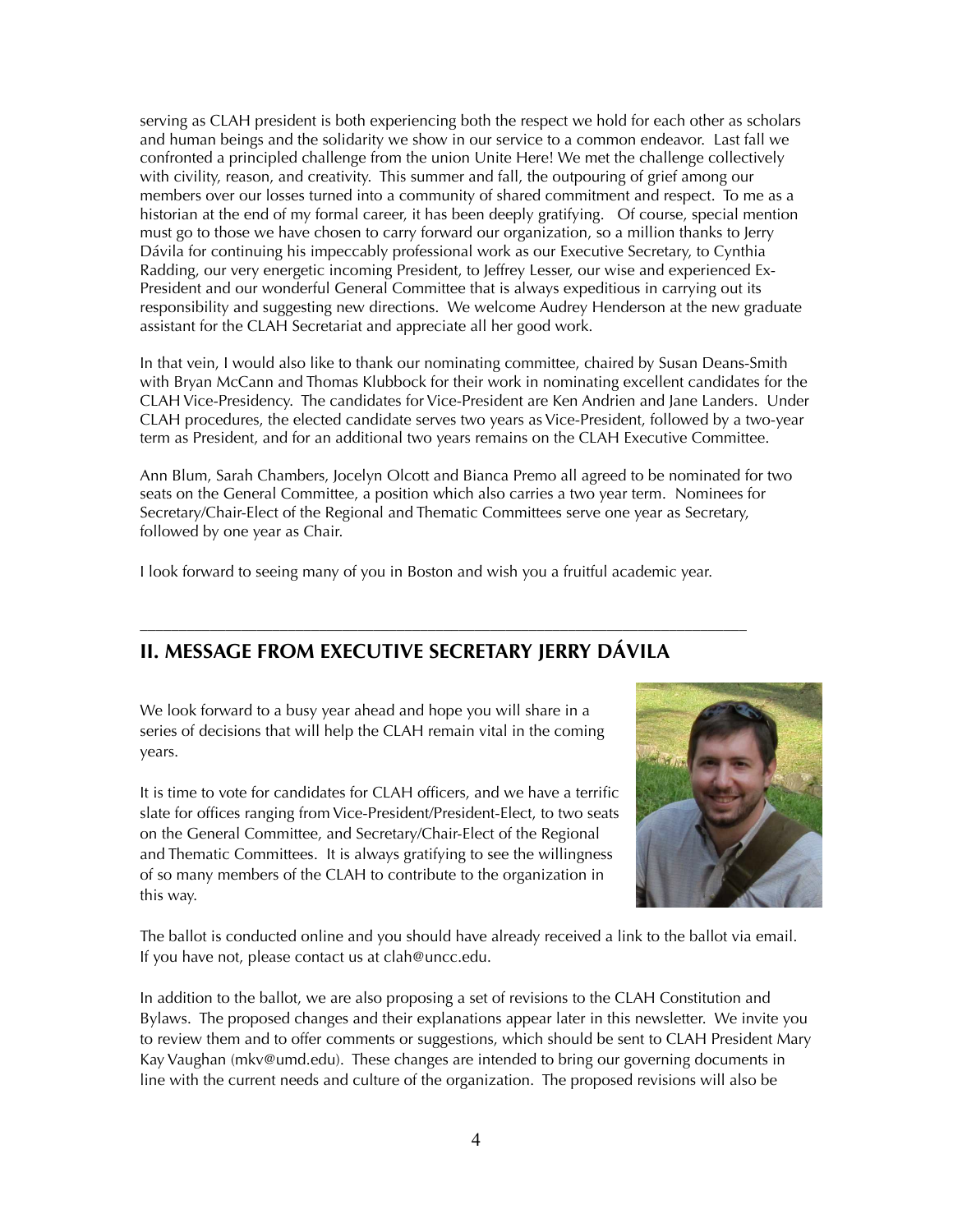serving as CLAH president is both experiencing both the respect we hold for each other as scholars and human beings and the solidarity we show in our service to a common endeavor. Last fall we confronted a principled challenge from the union Unite Here! We met the challenge collectively with civility, reason, and creativity. This summer and fall, the outpouring of grief among our members over our losses turned into a community of shared commitment and respect. To me as a historian at the end of my formal career, it has been deeply gratifying. Of course, special mention must go to those we have chosen to carry forward our organization, so a million thanks to Jerry Dávila for continuing his impeccably professional work as our Executive Secretary, to Cynthia Radding, our very energetic incoming President, to Jeffrey Lesser, our wise and experienced Ex-President and our wonderful General Committee that is always expeditious in carrying out its responsibility and suggesting new directions. We welcome Audrey Henderson at the new graduate assistant for the CLAH Secretariat and appreciate all her good work.

In that vein, I would also like to thank our nominating committee, chaired by Susan Deans-Smith with Bryan McCann and Thomas Klubbock for their work in nominating excellent candidates for the CLAH Vice-Presidency. The candidates for Vice-President are Ken Andrien and Jane Landers. Under CLAH procedures, the elected candidate serves two years as Vice-President, followed by a two-year term as President, and for an additional two years remains on the CLAH Executive Committee.

Ann Blum, Sarah Chambers, Jocelyn Olcott and Bianca Premo all agreed to be nominated for two seats on the General Committee, a position which also carries a two year term. Nominees for Secretary/Chair-Elect of the Regional and Thematic Committees serve one year as Secretary, followed by one year as Chair.

I look forward to seeing many of you in Boston and wish you a fruitful academic year.

---

## II. MESSAGE FROM EXECUTIVE SECRETARY JERRY DÁVILA

We look forward to a busy year ahead and hope you will share in a series of decisions that will help the CLAH remain vital in the coming years.

It is time to vote for candidates for CLAH officers, and we have a terrific slate for offices ranging from Vice-President/President-Elect, to two seats on the General Committee, and Secretary/Chair-Elect of the Regional and Thematic Committees. It is always gratifying to see the willingness of so many members of the CLAH to contribute to the organization in this way.

The ballot is conducted online and you should have already received a link to the ballot via email. If you have not, please contact us at clah@uncc.edu.

In addition to the ballot, we are also proposing a set of revisions to the CLAH Constitution and Bylaws. The proposed changes and their explanations appear later in this newsletter. We invite you to review them and to offer comments or suggestions, which should be sent to CLAH President Mary Kay Vaughan (mkv@umd.edu). These changes are intended to bring our governing documents in line with the current needs and culture of the organization. The proposed revisions will also be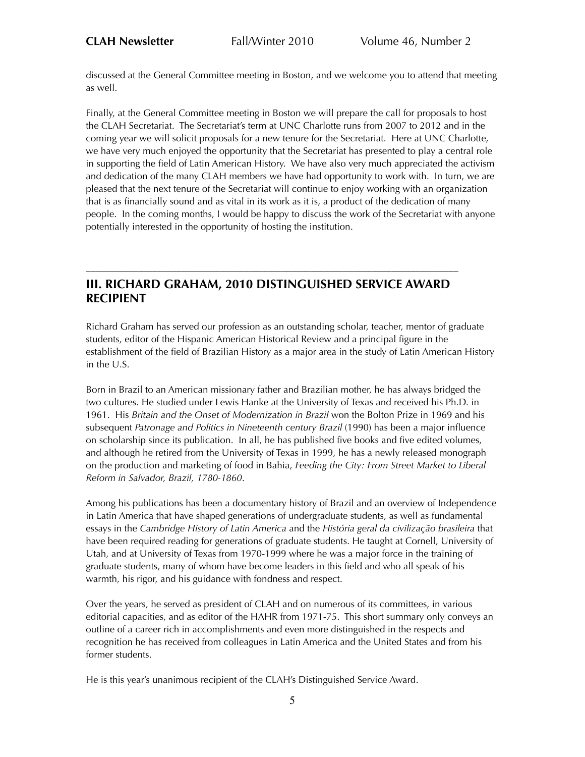discussed at the General Committee meeting in Boston, and we welcome you to attend that meeting as well.

Finally, at the General Committee meeting in Boston we will prepare the call for proposals to host the CLAH Secretariat. The Secretariat's term at UNC Charlotte runs from 2007 to 2012 and in the coming year we will solicit proposals for a new tenure for the Secretariat. Here at UNC Charlotte, we have very much enjoyed the opportunity that the Secretariat has presented to play a central role in supporting the field of Latin American History. We have also very much appreciated the activism and dedication of the many CLAH members we have had opportunity to work with. In turn, we are pleased that the next tenure of the Secretariat will continue to enjoy working with an organization that is as financially sound and as vital in its work as it is, a product of the dedication of many people. In the coming months, I would be happy to discuss the work of the Secretariat with anyone potentially interested in the opportunity of hosting the institution.

---

## III. RICHARD GRAHAM, 2010 DISTINGUISHED SERVICE AWARD RECIPIENT

Richard Graham has served our profession as an outstanding scholar, teacher, mentor of graduate students, editor of the Hispanic American Historical Review and a principal figure in the establishment of the field of Brazilian History as a major area in the study of Latin American History in the U.S.

Born in Brazil to an American missionary father and Brazilian mother, he has always bridged the two cultures. He studied under Lewis Hanke at the University of Texas and received his Ph.D. in 1961. His *Britain and the Onset of Modernization in Brazil* won the Bolton Prize in 1969 and his subsequent *Patronage and Politics in Nineteenth century Brazil* (1990) has been a major influence on scholarship since its publication. In all, he has published five books and five edited volumes, and although he retired from the University of Texas in 1999, he has a newly released monograph on the production and marketing of food in Bahia, *Feeding the City: From Street Market to Liberal Reform in Salvador, Brazil, 1780-1860*.

Among his publications has been a documentary history of Brazil and an overview of Independence in Latin America that have shaped generations of undergraduate students, as well as fundamental essays in the *Cambridge History of Latin America* and the *História geral da civilização brasileira* that have been required reading for generations of graduate students. He taught at Cornell, University of Utah, and at University of Texas from 1970-1999 where he was a major force in the training of graduate students, many of whom have become leaders in this field and who all speak of his warmth, his rigor, and his guidance with fondness and respect.

Over the years, he served as president of CLAH and on numerous of its committees, in various editorial capacities, and as editor of the HAHR from 1971-75. This short summary only conveys an outline of a career rich in accomplishments and even more distinguished in the respects and recognition he has received from colleagues in Latin America and the United States and from his former students.

He is this year's unanimous recipient of the CLAH's Distinguished Service Award.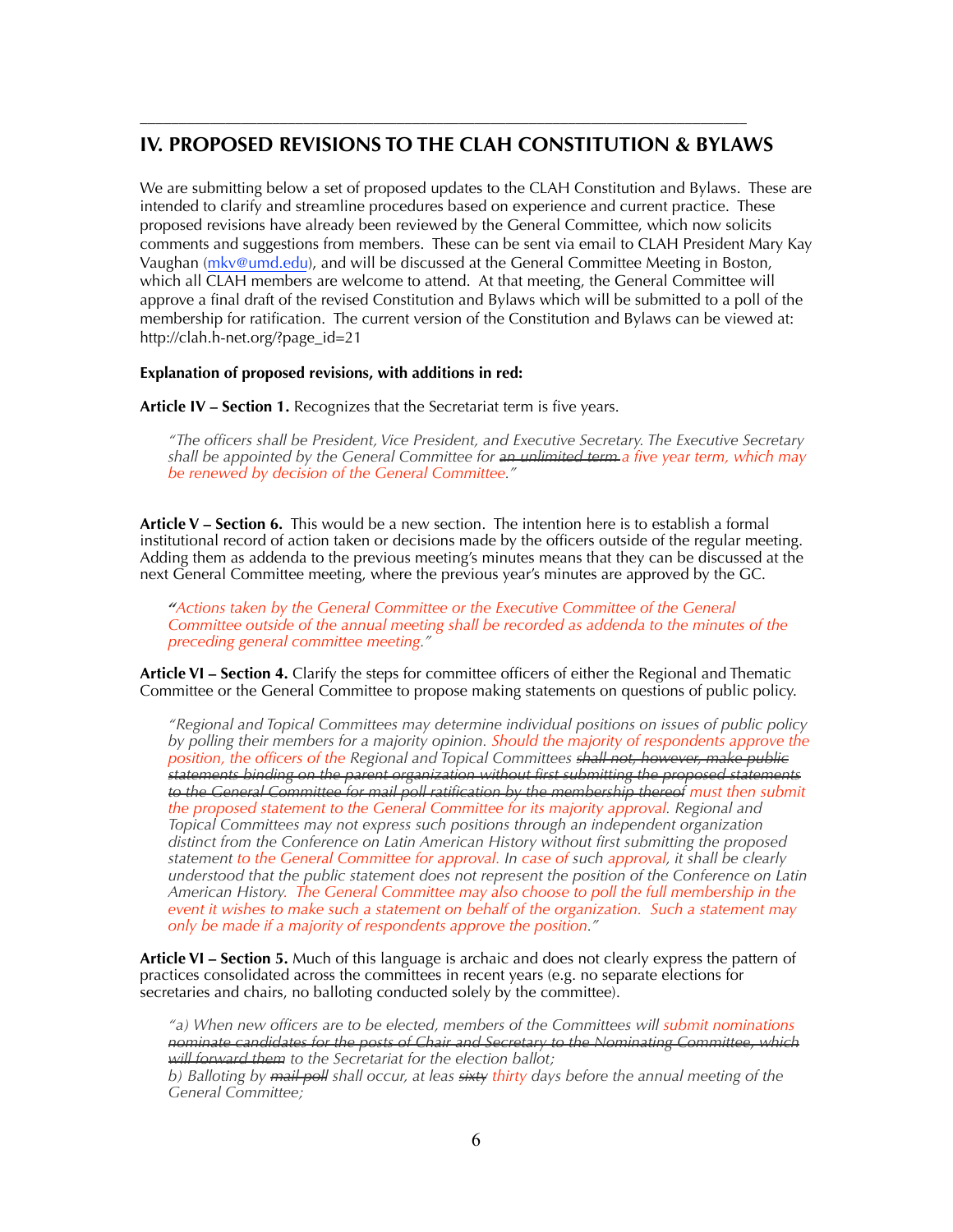## IV. PROPOSED REVISIONS TO THE CLAH CONSTITUTION & BYLAWS

We are submitting below a set of proposed updates to the CLAH Constitution and Bylaws. These are intended to clarify and streamline procedures based on experience and current practice. These proposed revisions have already been reviewed by the General Committee, which now solicits comments and suggestions from members. These can be sent via email to CLAH President Mary Kay Vaughan (mkv@umd.edu), and will be discussed at the General Committee Meeting in Boston, which all CLAH members are welcome to attend. At that meeting, the General Committee will approve a final draft of the revised Constitution and Bylaws which will be submitted to a poll of the membership for ratification. The current version of the Constitution and Bylaws can be viewed at: http://clah.h-net.org/?page_id=21

**Explanation of proposed revisions, with additions in red:**

**Article IV – Section 1.** Recognizes that the Secretariat term is five years.

> *"The officers shall be President, Vice President, and Executive Secretary. The Executive Secretary shall be appointed by the General Committee for ~~an unlimited term~~ a five year term, which may be renewed by decision of the General Committee."*

**Article V – Section 6.** This would be a new section. The intention here is to establish a formal institutional record of action taken or decisions made by the officers outside of the regular meeting. Adding them as addenda to the previous meeting's minutes means that they can be discussed at the next General Committee meeting, where the previous year's minutes are approved by the GC.

> *"Actions taken by the General Committee or the Executive Committee of the General Committee outside of the annual meeting shall be recorded as addenda to the minutes of the preceding general committee meeting."*

**Article VI – Section 4.** Clarify the steps for committee officers of either the Regional and Thematic Committee or the General Committee to propose making statements on questions of public policy.

> *"Regional and Topical Committees may determine individual positions on issues of public policy by polling their members for a majority opinion. Should the majority of respondents approve the position, the officers of the Regional and Topical Committees ~~shall not, however, make public statements binding on the parent organization without first submitting the proposed statements to the General Committee for mail poll ratification by the membership thereof~~ must then submit the proposed statement to the General Committee for its majority approval. Regional and Topical Committees may not express such positions through an independent organization distinct from the Conference on Latin American History without first submitting the proposed statement to the General Committee for approval. In case of such approval, it shall be clearly understood that the public statement does not represent the position of the Conference on Latin American History. The General Committee may also choose to poll the full membership in the event it wishes to make such a statement on behalf of the organization. Such a statement may only be made if a majority of respondents approve the position."*

**Article VI – Section 5.** Much of this language is archaic and does not clearly express the pattern of practices consolidated across the committees in recent years (e.g. no separate elections for secretaries and chairs, no balloting conducted solely by the committee).

> *"a) When new officers are to be elected, members of the Committees will submit nominations ~~nominate candidates for the posts of Chair and Secretary to the Nominating Committee, which will forward them~~ to the Secretariat for the election ballot;*
> *b) Balloting by ~~mail poll~~ shall occur, at leas ~~sixty~~ thirty days before the annual meeting of the General Committee;*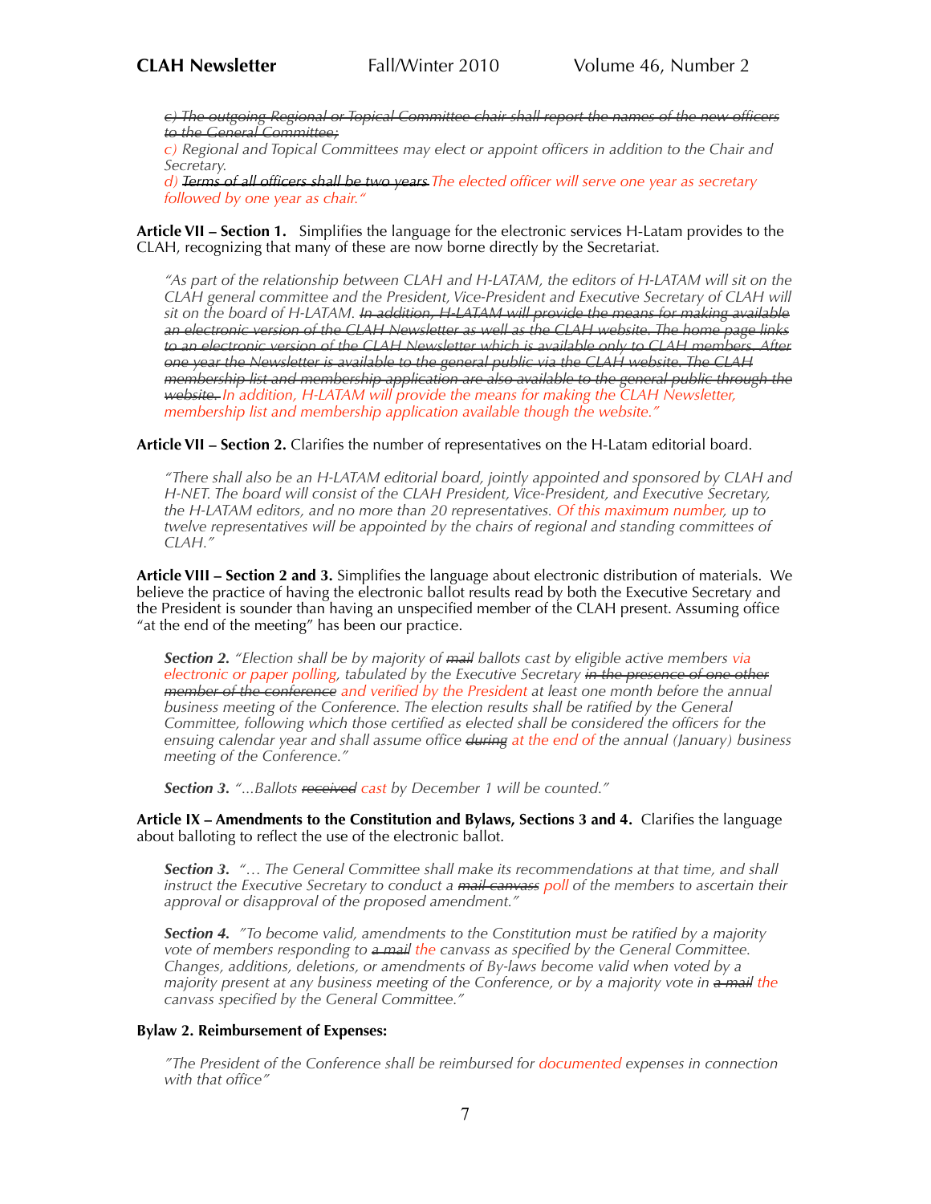~~*c) The outgoing Regional or Topical Committee chair shall report the names of the new officers to the General Committee;*~~
*c) Regional and Topical Committees may elect or appoint officers in addition to the Chair and Secretary.*
*d)* ~~*Terms of all officers shall be two years*~~ *The elected officer will serve one year as secretary followed by one year as chair."*

**Article VII – Section 1.** Simplifies the language for the electronic services H-Latam provides to the CLAH, recognizing that many of these are now borne directly by the Secretariat.

> *"As part of the relationship between CLAH and H-LATAM, the editors of H-LATAM will sit on the CLAH general committee and the President, Vice-President and Executive Secretary of CLAH will sit on the board of H-LATAM.* ~~*In addition, H-LATAM will provide the means for making available an electronic version of the CLAH Newsletter as well as the CLAH website. The home page links to an electronic version of the CLAH Newsletter which is available only to CLAH members. After one year the Newsletter is available to the general public via the CLAH website. The CLAH membership list and membership application are also available to the general public through the website.*~~ *In addition, H-LATAM will provide the means for making the CLAH Newsletter, membership list and membership application available though the website."*

**Article VII – Section 2.** Clarifies the number of representatives on the H-Latam editorial board.

> *"There shall also be an H-LATAM editorial board, jointly appointed and sponsored by CLAH and H-NET. The board will consist of the CLAH President, Vice-President, and Executive Secretary, the H-LATAM editors, and no more than 20 representatives. Of this maximum number, up to twelve representatives will be appointed by the chairs of regional and standing committees of CLAH."*

**Article VIII – Section 2 and 3.** Simplifies the language about electronic distribution of materials. We believe the practice of having the electronic ballot results read by both the Executive Secretary and the President is sounder than having an unspecified member of the CLAH present. Assuming office "at the end of the meeting" has been our practice.

> ***Section 2.*** *"Election shall be by majority of* ~~*mail*~~ *ballots cast by eligible active members via electronic or paper polling, tabulated by the Executive Secretary* ~~*in the presence of one other member of the conference*~~ *and verified by the President at least one month before the annual business meeting of the Conference. The election results shall be ratified by the General Committee, following which those certified as elected shall be considered the officers for the ensuing calendar year and shall assume office* ~~*during*~~ *at the end of the annual (January) business meeting of the Conference."*
>
> ***Section 3.*** *"...Ballots* ~~*received*~~ *cast by December 1 will be counted."*

**Article IX – Amendments to the Constitution and Bylaws, Sections 3 and 4.** Clarifies the language about balloting to reflect the use of the electronic ballot.

> ***Section 3.*** *"… The General Committee shall make its recommendations at that time, and shall instruct the Executive Secretary to conduct a* ~~*mail canvass*~~ *poll of the members to ascertain their approval or disapproval of the proposed amendment."*
>
> ***Section 4.*** *"To become valid, amendments to the Constitution must be ratified by a majority vote of members responding to* ~~*a mail*~~ *the canvass as specified by the General Committee. Changes, additions, deletions, or amendments of By-laws become valid when voted by a majority present at any business meeting of the Conference, or by a majority vote in* ~~*a mail*~~ *the canvass specified by the General Committee."*

**Bylaw 2. Reimbursement of Expenses:**

> *"The President of the Conference shall be reimbursed for documented expenses in connection with that office"*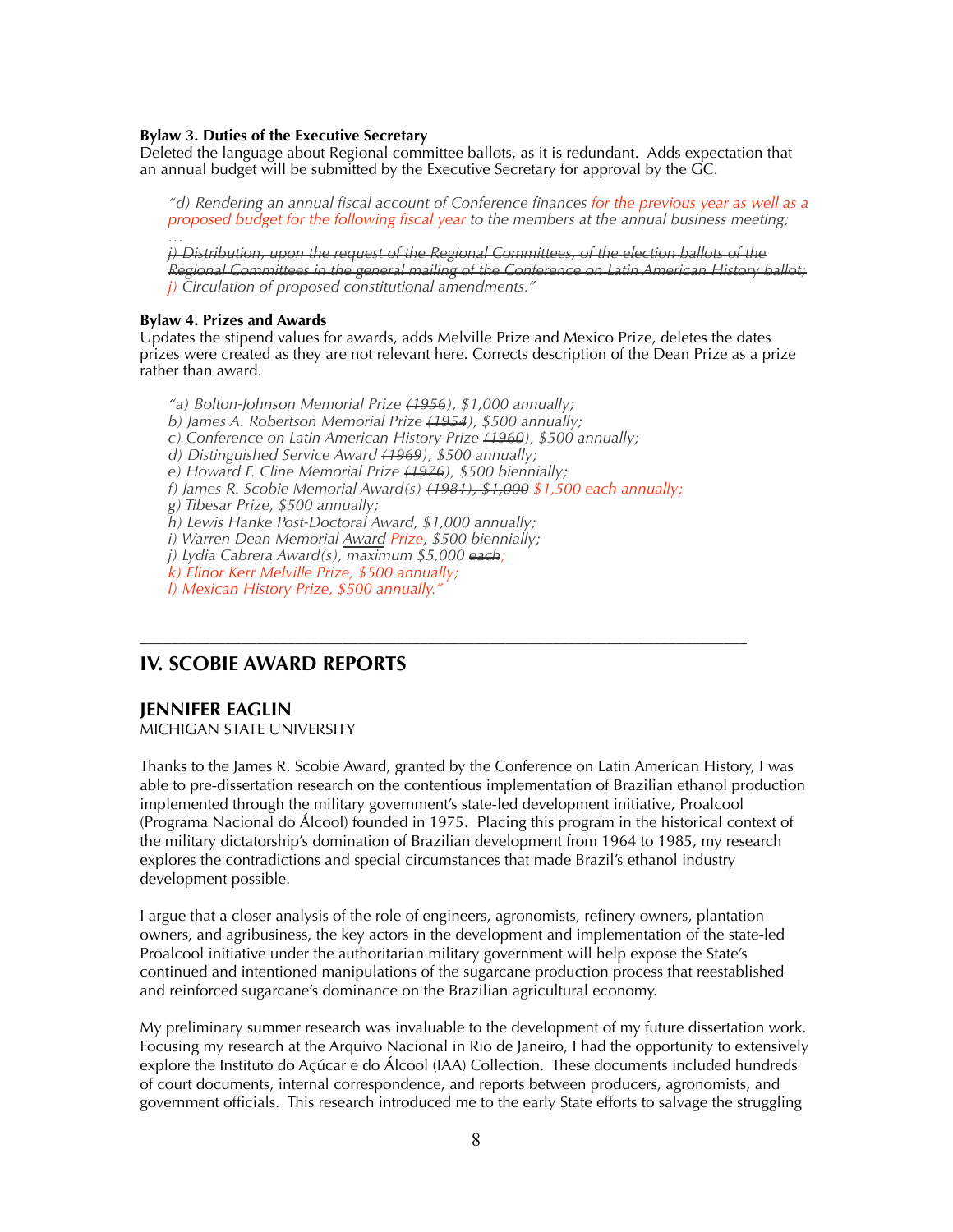**Bylaw 3. Duties of the Executive Secretary**
Deleted the language about Regional committee ballots, as it is redundant. Adds expectation that an annual budget will be submitted by the Executive Secretary for approval by the GC.

> *"d) Rendering an annual fiscal account of Conference finances for the previous year as well as a proposed budget for the following fiscal year to the members at the annual business meeting;*
> *…*
> *~~j) Distribution, upon the request of the Regional Committees, of the election ballots of the Regional Committees in the general mailing of the Conference on Latin American History ballot;~~*
> *j) Circulation of proposed constitutional amendments."*

**Bylaw 4. Prizes and Awards**
Updates the stipend values for awards, adds Melville Prize and Mexico Prize, deletes the dates prizes were created as they are not relevant here. Corrects description of the Dean Prize as a prize rather than award.

> *"a) Bolton-Johnson Memorial Prize ~~(1956)~~, $1,000 annually;*
> *b) James A. Robertson Memorial Prize ~~(1954)~~, $500 annually;*
> *c) Conference on Latin American History Prize ~~(1960)~~, $500 annually;*
> *d) Distinguished Service Award ~~(1969)~~, $500 annually;*
> *e) Howard F. Cline Memorial Prize ~~(1976)~~, $500 biennially;*
> *f) James R. Scobie Memorial Award(s) ~~(1981), $1,000~~ $1,500 each annually;*
> *g) Tibesar Prize, $500 annually;*
> *h) Lewis Hanke Post-Doctoral Award, $1,000 annually;*
> *i) Warren Dean Memorial Award Prize, $500 biennially;*
> *j) Lydia Cabrera Award(s), maximum $5,000 ~~each~~;*
> *k) Elinor Kerr Melville Prize, $500 annually;*
> *l) Mexican History Prize, $500 annually."*

---

## IV. SCOBIE AWARD REPORTS

### JENNIFER EAGLIN

MICHIGAN STATE UNIVERSITY

Thanks to the James R. Scobie Award, granted by the Conference on Latin American History, I was able to pre-dissertation research on the contentious implementation of Brazilian ethanol production implemented through the military government's state-led development initiative, Proalcool (Programa Nacional do Álcool) founded in 1975. Placing this program in the historical context of the military dictatorship's domination of Brazilian development from 1964 to 1985, my research explores the contradictions and special circumstances that made Brazil's ethanol industry development possible.

I argue that a closer analysis of the role of engineers, agronomists, refinery owners, plantation owners, and agribusiness, the key actors in the development and implementation of the state-led Proalcool initiative under the authoritarian military government will help expose the State's continued and intentioned manipulations of the sugarcane production process that reestablished and reinforced sugarcane's dominance on the Brazilian agricultural economy.

My preliminary summer research was invaluable to the development of my future dissertation work. Focusing my research at the Arquivo Nacional in Rio de Janeiro, I had the opportunity to extensively explore the Instituto do Açúcar e do Álcool (IAA) Collection. These documents included hundreds of court documents, internal correspondence, and reports between producers, agronomists, and government officials. This research introduced me to the early State efforts to salvage the struggling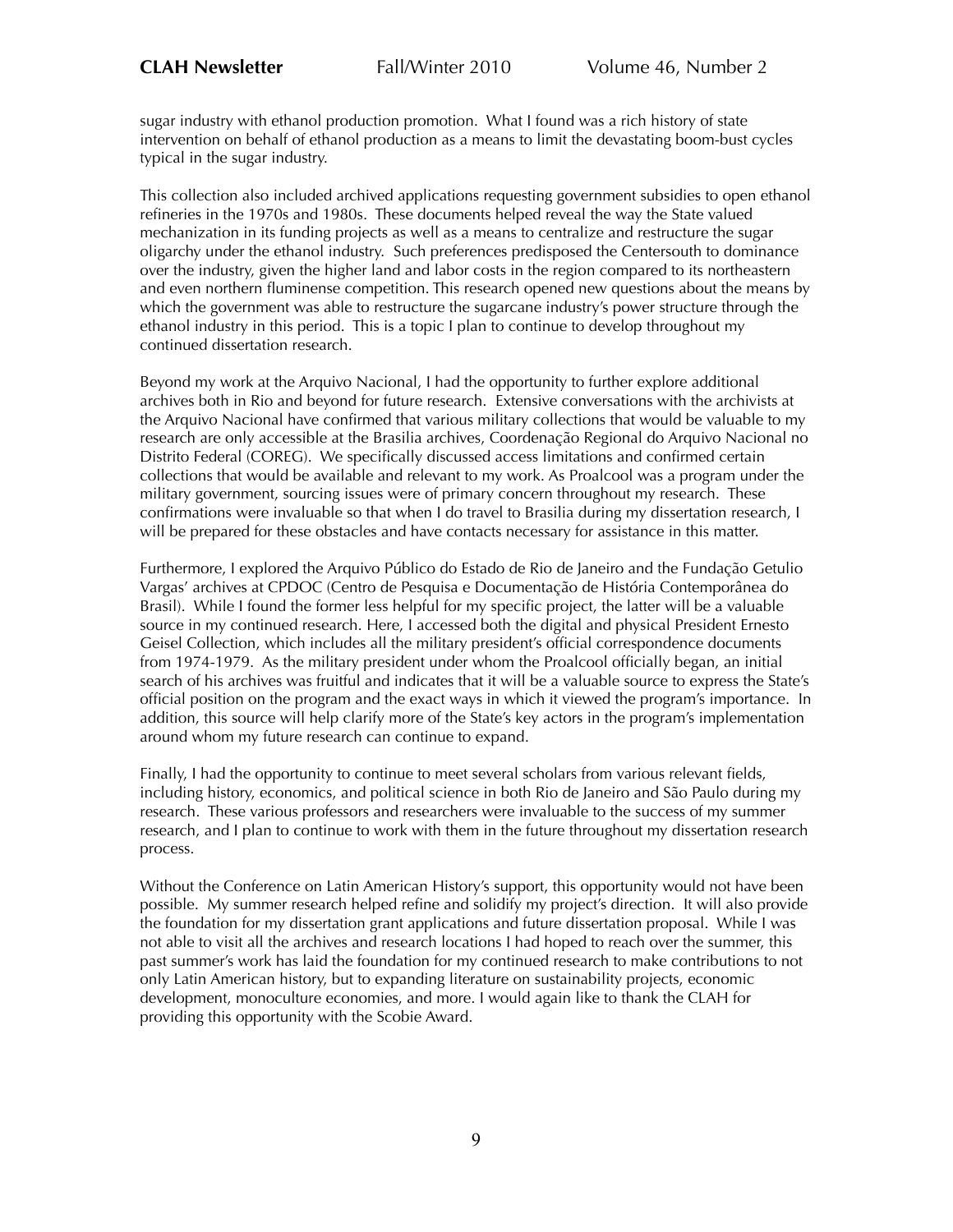sugar industry with ethanol production promotion. What I found was a rich history of state intervention on behalf of ethanol production as a means to limit the devastating boom-bust cycles typical in the sugar industry.

This collection also included archived applications requesting government subsidies to open ethanol refineries in the 1970s and 1980s. These documents helped reveal the way the State valued mechanization in its funding projects as well as a means to centralize and restructure the sugar oligarchy under the ethanol industry. Such preferences predisposed the Centersouth to dominance over the industry, given the higher land and labor costs in the region compared to its northeastern and even northern fluminense competition. This research opened new questions about the means by which the government was able to restructure the sugarcane industry's power structure through the ethanol industry in this period. This is a topic I plan to continue to develop throughout my continued dissertation research.

Beyond my work at the Arquivo Nacional, I had the opportunity to further explore additional archives both in Rio and beyond for future research. Extensive conversations with the archivists at the Arquivo Nacional have confirmed that various military collections that would be valuable to my research are only accessible at the Brasilia archives, Coordenação Regional do Arquivo Nacional no Distrito Federal (COREG). We specifically discussed access limitations and confirmed certain collections that would be available and relevant to my work. As Proalcool was a program under the military government, sourcing issues were of primary concern throughout my research. These confirmations were invaluable so that when I do travel to Brasilia during my dissertation research, I will be prepared for these obstacles and have contacts necessary for assistance in this matter.

Furthermore, I explored the Arquivo Público do Estado de Rio de Janeiro and the Fundação Getulio Vargas' archives at CPDOC (Centro de Pesquisa e Documentação de História Contemporânea do Brasil). While I found the former less helpful for my specific project, the latter will be a valuable source in my continued research. Here, I accessed both the digital and physical President Ernesto Geisel Collection, which includes all the military president's official correspondence documents from 1974-1979. As the military president under whom the Proalcool officially began, an initial search of his archives was fruitful and indicates that it will be a valuable source to express the State's official position on the program and the exact ways in which it viewed the program's importance. In addition, this source will help clarify more of the State's key actors in the program's implementation around whom my future research can continue to expand.

Finally, I had the opportunity to continue to meet several scholars from various relevant fields, including history, economics, and political science in both Rio de Janeiro and São Paulo during my research. These various professors and researchers were invaluable to the success of my summer research, and I plan to continue to work with them in the future throughout my dissertation research process.

Without the Conference on Latin American History's support, this opportunity would not have been possible. My summer research helped refine and solidify my project's direction. It will also provide the foundation for my dissertation grant applications and future dissertation proposal. While I was not able to visit all the archives and research locations I had hoped to reach over the summer, this past summer's work has laid the foundation for my continued research to make contributions to not only Latin American history, but to expanding literature on sustainability projects, economic development, monoculture economies, and more. I would again like to thank the CLAH for providing this opportunity with the Scobie Award.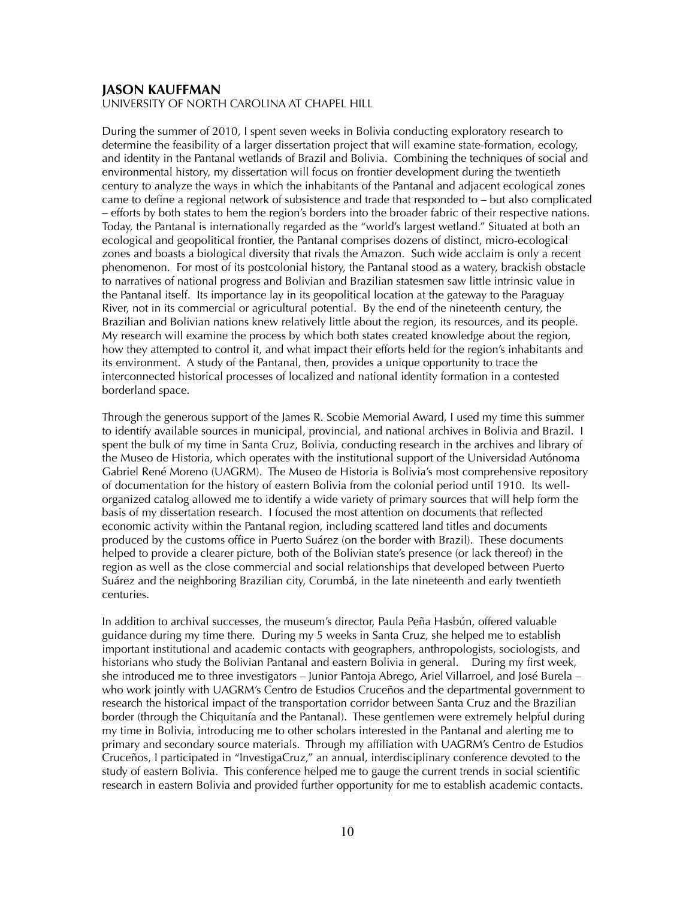## JASON KAUFFMAN

UNIVERSITY OF NORTH CAROLINA AT CHAPEL HILL

During the summer of 2010, I spent seven weeks in Bolivia conducting exploratory research to determine the feasibility of a larger dissertation project that will examine state-formation, ecology, and identity in the Pantanal wetlands of Brazil and Bolivia. Combining the techniques of social and environmental history, my dissertation will focus on frontier development during the twentieth century to analyze the ways in which the inhabitants of the Pantanal and adjacent ecological zones came to define a regional network of subsistence and trade that responded to – but also complicated – efforts by both states to hem the region's borders into the broader fabric of their respective nations. Today, the Pantanal is internationally regarded as the "world's largest wetland." Situated at both an ecological and geopolitical frontier, the Pantanal comprises dozens of distinct, micro-ecological zones and boasts a biological diversity that rivals the Amazon. Such wide acclaim is only a recent phenomenon. For most of its postcolonial history, the Pantanal stood as a watery, brackish obstacle to narratives of national progress and Bolivian and Brazilian statesmen saw little intrinsic value in the Pantanal itself. Its importance lay in its geopolitical location at the gateway to the Paraguay River, not in its commercial or agricultural potential. By the end of the nineteenth century, the Brazilian and Bolivian nations knew relatively little about the region, its resources, and its people. My research will examine the process by which both states created knowledge about the region, how they attempted to control it, and what impact their efforts held for the region's inhabitants and its environment. A study of the Pantanal, then, provides a unique opportunity to trace the interconnected historical processes of localized and national identity formation in a contested borderland space.

Through the generous support of the James R. Scobie Memorial Award, I used my time this summer to identify available sources in municipal, provincial, and national archives in Bolivia and Brazil. I spent the bulk of my time in Santa Cruz, Bolivia, conducting research in the archives and library of the Museo de Historia, which operates with the institutional support of the Universidad Autónoma Gabriel René Moreno (UAGRM). The Museo de Historia is Bolivia's most comprehensive repository of documentation for the history of eastern Bolivia from the colonial period until 1910. Its well-organized catalog allowed me to identify a wide variety of primary sources that will help form the basis of my dissertation research. I focused the most attention on documents that reflected economic activity within the Pantanal region, including scattered land titles and documents produced by the customs office in Puerto Suárez (on the border with Brazil). These documents helped to provide a clearer picture, both of the Bolivian state's presence (or lack thereof) in the region as well as the close commercial and social relationships that developed between Puerto Suárez and the neighboring Brazilian city, Corumbá, in the late nineteenth and early twentieth centuries.

In addition to archival successes, the museum's director, Paula Peña Hasbún, offered valuable guidance during my time there. During my 5 weeks in Santa Cruz, she helped me to establish important institutional and academic contacts with geographers, anthropologists, sociologists, and historians who study the Bolivian Pantanal and eastern Bolivia in general. During my first week, she introduced me to three investigators – Junior Pantoja Abrego, Ariel Villarroel, and José Burela – who work jointly with UAGRM's Centro de Estudios Cruceños and the departmental government to research the historical impact of the transportation corridor between Santa Cruz and the Brazilian border (through the Chiquitanía and the Pantanal). These gentlemen were extremely helpful during my time in Bolivia, introducing me to other scholars interested in the Pantanal and alerting me to primary and secondary source materials. Through my affiliation with UAGRM's Centro de Estudios Cruceños, I participated in "InvestigaCruz," an annual, interdisciplinary conference devoted to the study of eastern Bolivia. This conference helped me to gauge the current trends in social scientific research in eastern Bolivia and provided further opportunity for me to establish academic contacts.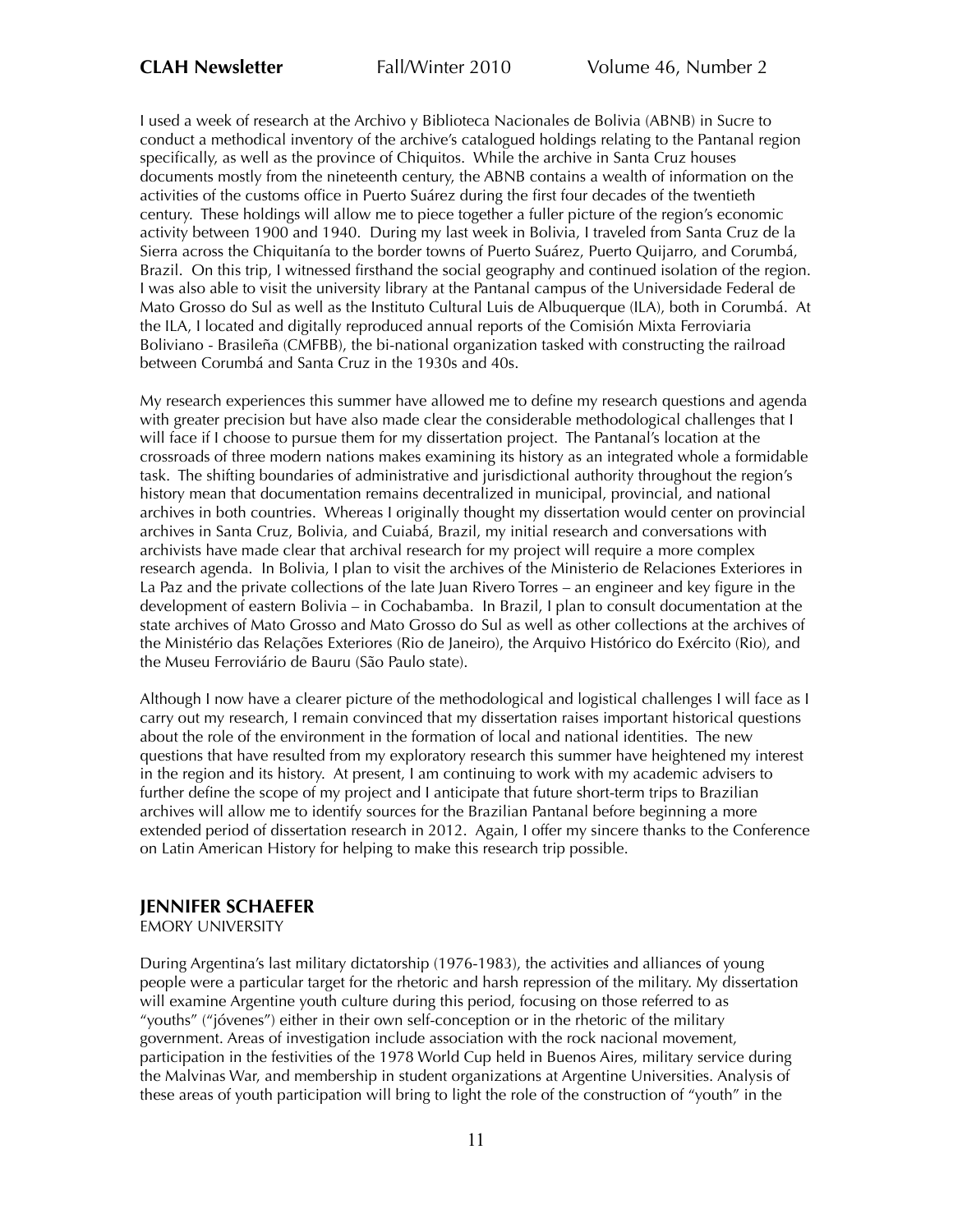I used a week of research at the Archivo y Biblioteca Nacionales de Bolivia (ABNB) in Sucre to conduct a methodical inventory of the archive's catalogued holdings relating to the Pantanal region specifically, as well as the province of Chiquitos. While the archive in Santa Cruz houses documents mostly from the nineteenth century, the ABNB contains a wealth of information on the activities of the customs office in Puerto Suárez during the first four decades of the twentieth century. These holdings will allow me to piece together a fuller picture of the region's economic activity between 1900 and 1940. During my last week in Bolivia, I traveled from Santa Cruz de la Sierra across the Chiquitanía to the border towns of Puerto Suárez, Puerto Quijarro, and Corumbá, Brazil. On this trip, I witnessed firsthand the social geography and continued isolation of the region. I was also able to visit the university library at the Pantanal campus of the Universidade Federal de Mato Grosso do Sul as well as the Instituto Cultural Luis de Albuquerque (ILA), both in Corumbá. At the ILA, I located and digitally reproduced annual reports of the Comisión Mixta Ferroviaria Boliviano - Brasileña (CMFBB), the bi-national organization tasked with constructing the railroad between Corumbá and Santa Cruz in the 1930s and 40s.

My research experiences this summer have allowed me to define my research questions and agenda with greater precision but have also made clear the considerable methodological challenges that I will face if I choose to pursue them for my dissertation project. The Pantanal's location at the crossroads of three modern nations makes examining its history as an integrated whole a formidable task. The shifting boundaries of administrative and jurisdictional authority throughout the region's history mean that documentation remains decentralized in municipal, provincial, and national archives in both countries. Whereas I originally thought my dissertation would center on provincial archives in Santa Cruz, Bolivia, and Cuiabá, Brazil, my initial research and conversations with archivists have made clear that archival research for my project will require a more complex research agenda. In Bolivia, I plan to visit the archives of the Ministerio de Relaciones Exteriores in La Paz and the private collections of the late Juan Rivero Torres – an engineer and key figure in the development of eastern Bolivia – in Cochabamba. In Brazil, I plan to consult documentation at the state archives of Mato Grosso and Mato Grosso do Sul as well as other collections at the archives of the Ministério das Relações Exteriores (Rio de Janeiro), the Arquivo Histórico do Exército (Rio), and the Museu Ferroviário de Bauru (São Paulo state).

Although I now have a clearer picture of the methodological and logistical challenges I will face as I carry out my research, I remain convinced that my dissertation raises important historical questions about the role of the environment in the formation of local and national identities. The new questions that have resulted from my exploratory research this summer have heightened my interest in the region and its history. At present, I am continuing to work with my academic advisers to further define the scope of my project and I anticipate that future short-term trips to Brazilian archives will allow me to identify sources for the Brazilian Pantanal before beginning a more extended period of dissertation research in 2012. Again, I offer my sincere thanks to the Conference on Latin American History for helping to make this research trip possible.

## JENNIFER SCHAEFER

EMORY UNIVERSITY

During Argentina's last military dictatorship (1976-1983), the activities and alliances of young people were a particular target for the rhetoric and harsh repression of the military. My dissertation will examine Argentine youth culture during this period, focusing on those referred to as "youths" ("jóvenes") either in their own self-conception or in the rhetoric of the military government. Areas of investigation include association with the rock nacional movement, participation in the festivities of the 1978 World Cup held in Buenos Aires, military service during the Malvinas War, and membership in student organizations at Argentine Universities. Analysis of these areas of youth participation will bring to light the role of the construction of "youth" in the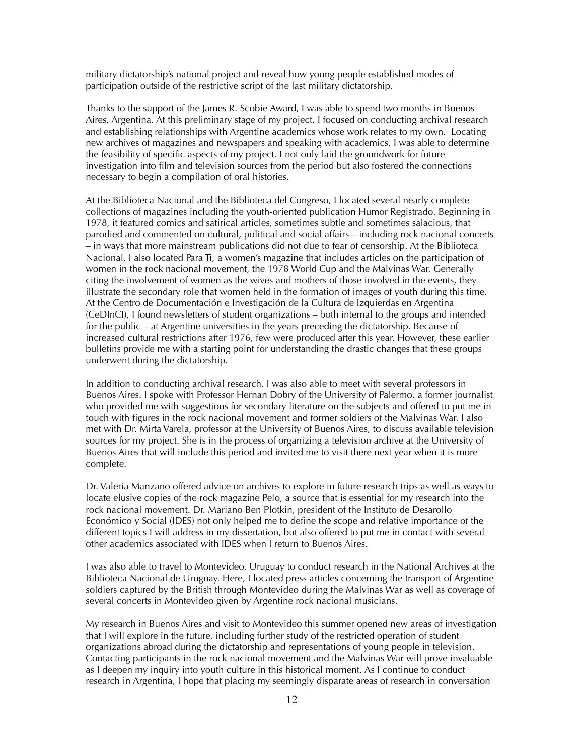military dictatorship's national project and reveal how young people established modes of participation outside of the restrictive script of the last military dictatorship.

Thanks to the support of the James R. Scobie Award, I was able to spend two months in Buenos Aires, Argentina. At this preliminary stage of my project, I focused on conducting archival research and establishing relationships with Argentine academics whose work relates to my own. Locating new archives of magazines and newspapers and speaking with academics, I was able to determine the feasibility of specific aspects of my project. I not only laid the groundwork for future investigation into film and television sources from the period but also fostered the connections necessary to begin a compilation of oral histories.

At the Biblioteca Nacional and the Biblioteca del Congreso, I located several nearly complete collections of magazines including the youth-oriented publication Humor Registrado. Beginning in 1978, it featured comics and satirical articles, sometimes subtle and sometimes salacious, that parodied and commented on cultural, political and social affairs – including rock nacional concerts – in ways that more mainstream publications did not due to fear of censorship. At the Biblioteca Nacional, I also located Para Ti, a women's magazine that includes articles on the participation of women in the rock nacional movement, the 1978 World Cup and the Malvinas War. Generally citing the involvement of women as the wives and mothers of those involved in the events, they illustrate the secondary role that women held in the formation of images of youth during this time. At the Centro de Documentación e Investigación de la Cultura de Izquierdas en Argentina (CeDInCI), I found newsletters of student organizations – both internal to the groups and intended for the public – at Argentine universities in the years preceding the dictatorship. Because of increased cultural restrictions after 1976, few were produced after this year. However, these earlier bulletins provide me with a starting point for understanding the drastic changes that these groups underwent during the dictatorship.

In addition to conducting archival research, I was also able to meet with several professors in Buenos Aires. I spoke with Professor Hernan Dobry of the University of Palermo, a former journalist who provided me with suggestions for secondary literature on the subjects and offered to put me in touch with figures in the rock nacional movement and former soldiers of the Malvinas War. I also met with Dr. Mirta Varela, professor at the University of Buenos Aires, to discuss available television sources for my project. She is in the process of organizing a television archive at the University of Buenos Aires that will include this period and invited me to visit there next year when it is more complete.

Dr. Valeria Manzano offered advice on archives to explore in future research trips as well as ways to locate elusive copies of the rock magazine Pelo, a source that is essential for my research into the rock nacional movement. Dr. Mariano Ben Plotkin, president of the Instituto de Desarollo Económico y Social (IDES) not only helped me to define the scope and relative importance of the different topics I will address in my dissertation, but also offered to put me in contact with several other academics associated with IDES when I return to Buenos Aires.

I was also able to travel to Montevideo, Uruguay to conduct research in the National Archives at the Biblioteca Nacional de Uruguay. Here, I located press articles concerning the transport of Argentine soldiers captured by the British through Montevideo during the Malvinas War as well as coverage of several concerts in Montevideo given by Argentine rock nacional musicians.

My research in Buenos Aires and visit to Montevideo this summer opened new areas of investigation that I will explore in the future, including further study of the restricted operation of student organizations abroad during the dictatorship and representations of young people in television. Contacting participants in the rock nacional movement and the Malvinas War will prove invaluable as I deepen my inquiry into youth culture in this historical moment. As I continue to conduct research in Argentina, I hope that placing my seemingly disparate areas of research in conversation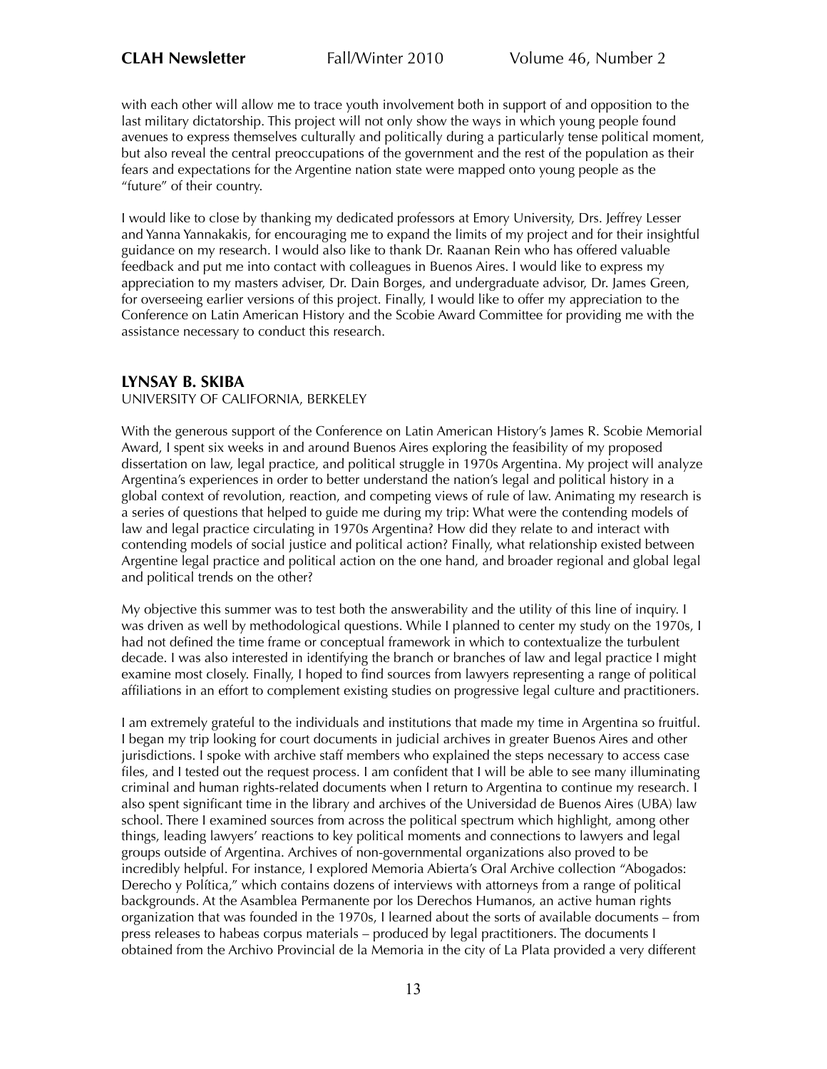with each other will allow me to trace youth involvement both in support of and opposition to the last military dictatorship. This project will not only show the ways in which young people found avenues to express themselves culturally and politically during a particularly tense political moment, but also reveal the central preoccupations of the government and the rest of the population as their fears and expectations for the Argentine nation state were mapped onto young people as the "future" of their country.

I would like to close by thanking my dedicated professors at Emory University, Drs. Jeffrey Lesser and Yanna Yannakakis, for encouraging me to expand the limits of my project and for their insightful guidance on my research. I would also like to thank Dr. Raanan Rein who has offered valuable feedback and put me into contact with colleagues in Buenos Aires. I would like to express my appreciation to my masters adviser, Dr. Dain Borges, and undergraduate advisor, Dr. James Green, for overseeing earlier versions of this project. Finally, I would like to offer my appreciation to the Conference on Latin American History and the Scobie Award Committee for providing me with the assistance necessary to conduct this research.

## LYNSAY B. SKIBA

UNIVERSITY OF CALIFORNIA, BERKELEY

With the generous support of the Conference on Latin American History's James R. Scobie Memorial Award, I spent six weeks in and around Buenos Aires exploring the feasibility of my proposed dissertation on law, legal practice, and political struggle in 1970s Argentina. My project will analyze Argentina's experiences in order to better understand the nation's legal and political history in a global context of revolution, reaction, and competing views of rule of law. Animating my research is a series of questions that helped to guide me during my trip: What were the contending models of law and legal practice circulating in 1970s Argentina? How did they relate to and interact with contending models of social justice and political action? Finally, what relationship existed between Argentine legal practice and political action on the one hand, and broader regional and global legal and political trends on the other?

My objective this summer was to test both the answerability and the utility of this line of inquiry. I was driven as well by methodological questions. While I planned to center my study on the 1970s, I had not defined the time frame or conceptual framework in which to contextualize the turbulent decade. I was also interested in identifying the branch or branches of law and legal practice I might examine most closely. Finally, I hoped to find sources from lawyers representing a range of political affiliations in an effort to complement existing studies on progressive legal culture and practitioners.

I am extremely grateful to the individuals and institutions that made my time in Argentina so fruitful. I began my trip looking for court documents in judicial archives in greater Buenos Aires and other jurisdictions. I spoke with archive staff members who explained the steps necessary to access case files, and I tested out the request process. I am confident that I will be able to see many illuminating criminal and human rights-related documents when I return to Argentina to continue my research. I also spent significant time in the library and archives of the Universidad de Buenos Aires (UBA) law school. There I examined sources from across the political spectrum which highlight, among other things, leading lawyers' reactions to key political moments and connections to lawyers and legal groups outside of Argentina. Archives of non-governmental organizations also proved to be incredibly helpful. For instance, I explored Memoria Abierta's Oral Archive collection "Abogados: Derecho y Política," which contains dozens of interviews with attorneys from a range of political backgrounds. At the Asamblea Permanente por los Derechos Humanos, an active human rights organization that was founded in the 1970s, I learned about the sorts of available documents – from press releases to habeas corpus materials – produced by legal practitioners. The documents I obtained from the Archivo Provincial de la Memoria in the city of La Plata provided a very different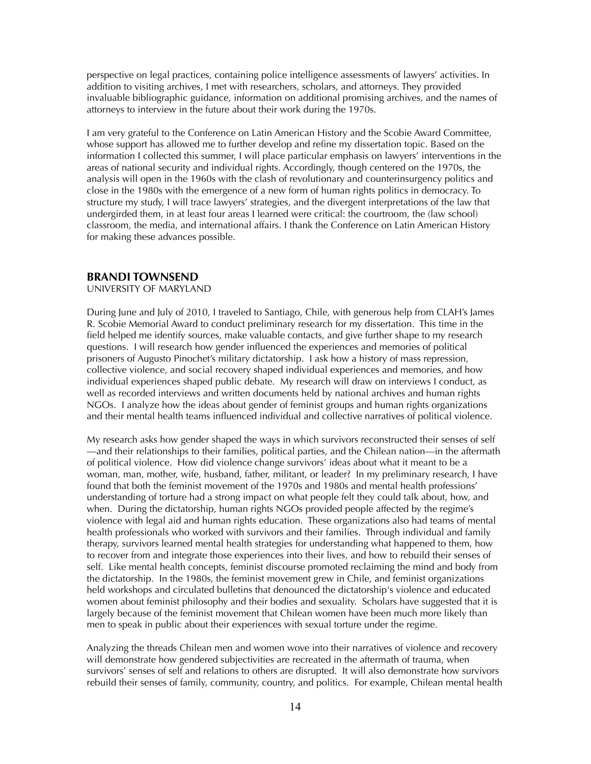perspective on legal practices, containing police intelligence assessments of lawyers' activities. In addition to visiting archives, I met with researchers, scholars, and attorneys. They provided invaluable bibliographic guidance, information on additional promising archives, and the names of attorneys to interview in the future about their work during the 1970s.

I am very grateful to the Conference on Latin American History and the Scobie Award Committee, whose support has allowed me to further develop and refine my dissertation topic. Based on the information I collected this summer, I will place particular emphasis on lawyers' interventions in the areas of national security and individual rights. Accordingly, though centered on the 1970s, the analysis will open in the 1960s with the clash of revolutionary and counterinsurgency politics and close in the 1980s with the emergence of a new form of human rights politics in democracy. To structure my study, I will trace lawyers' strategies, and the divergent interpretations of the law that undergirded them, in at least four areas I learned were critical: the courtroom, the (law school) classroom, the media, and international affairs. I thank the Conference on Latin American History for making these advances possible.

## BRANDI TOWNSEND

UNIVERSITY OF MARYLAND

During June and July of 2010, I traveled to Santiago, Chile, with generous help from CLAH's James R. Scobie Memorial Award to conduct preliminary research for my dissertation. This time in the field helped me identify sources, make valuable contacts, and give further shape to my research questions. I will research how gender influenced the experiences and memories of political prisoners of Augusto Pinochet's military dictatorship. I ask how a history of mass repression, collective violence, and social recovery shaped individual experiences and memories, and how individual experiences shaped public debate. My research will draw on interviews I conduct, as well as recorded interviews and written documents held by national archives and human rights NGOs. I analyze how the ideas about gender of feminist groups and human rights organizations and their mental health teams influenced individual and collective narratives of political violence.

My research asks how gender shaped the ways in which survivors reconstructed their senses of self—and their relationships to their families, political parties, and the Chilean nation—in the aftermath of political violence. How did violence change survivors' ideas about what it meant to be a woman, man, mother, wife, husband, father, militant, or leader? In my preliminary research, I have found that both the feminist movement of the 1970s and 1980s and mental health professions' understanding of torture had a strong impact on what people felt they could talk about, how, and when. During the dictatorship, human rights NGOs provided people affected by the regime's violence with legal aid and human rights education. These organizations also had teams of mental health professionals who worked with survivors and their families. Through individual and family therapy, survivors learned mental health strategies for understanding what happened to them, how to recover from and integrate those experiences into their lives, and how to rebuild their senses of self. Like mental health concepts, feminist discourse promoted reclaiming the mind and body from the dictatorship. In the 1980s, the feminist movement grew in Chile, and feminist organizations held workshops and circulated bulletins that denounced the dictatorship's violence and educated women about feminist philosophy and their bodies and sexuality. Scholars have suggested that it is largely because of the feminist movement that Chilean women have been much more likely than men to speak in public about their experiences with sexual torture under the regime.

Analyzing the threads Chilean men and women wove into their narratives of violence and recovery will demonstrate how gendered subjectivities are recreated in the aftermath of trauma, when survivors' senses of self and relations to others are disrupted. It will also demonstrate how survivors rebuild their senses of family, community, country, and politics. For example, Chilean mental health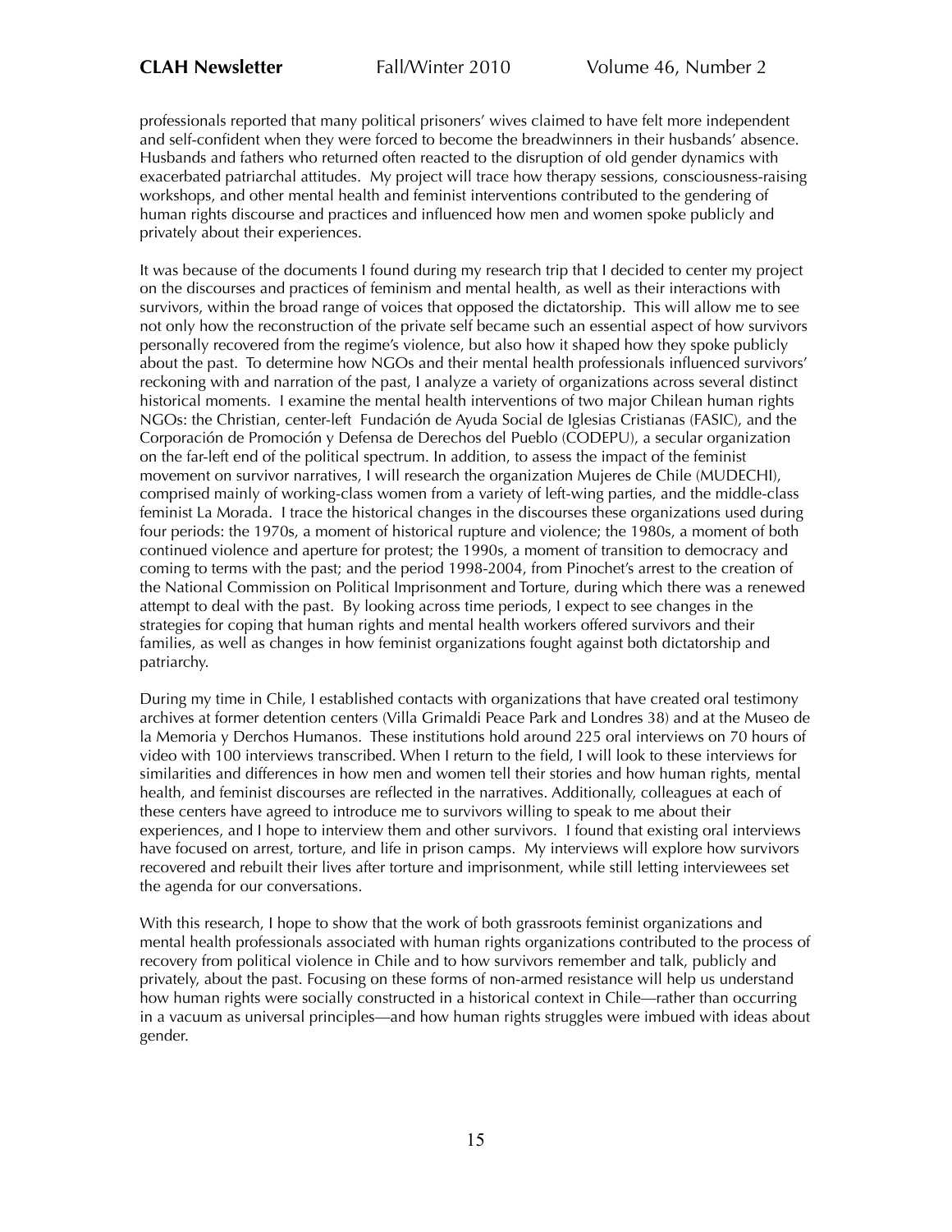professionals reported that many political prisoners' wives claimed to have felt more independent and self-confident when they were forced to become the breadwinners in their husbands' absence. Husbands and fathers who returned often reacted to the disruption of old gender dynamics with exacerbated patriarchal attitudes. My project will trace how therapy sessions, consciousness-raising workshops, and other mental health and feminist interventions contributed to the gendering of human rights discourse and practices and influenced how men and women spoke publicly and privately about their experiences.

It was because of the documents I found during my research trip that I decided to center my project on the discourses and practices of feminism and mental health, as well as their interactions with survivors, within the broad range of voices that opposed the dictatorship. This will allow me to see not only how the reconstruction of the private self became such an essential aspect of how survivors personally recovered from the regime's violence, but also how it shaped how they spoke publicly about the past. To determine how NGOs and their mental health professionals influenced survivors' reckoning with and narration of the past, I analyze a variety of organizations across several distinct historical moments. I examine the mental health interventions of two major Chilean human rights NGOs: the Christian, center-left Fundación de Ayuda Social de Iglesias Cristianas (FASIC), and the Corporación de Promoción y Defensa de Derechos del Pueblo (CODEPU), a secular organization on the far-left end of the political spectrum. In addition, to assess the impact of the feminist movement on survivor narratives, I will research the organization Mujeres de Chile (MUDECHI), comprised mainly of working-class women from a variety of left-wing parties, and the middle-class feminist La Morada. I trace the historical changes in the discourses these organizations used during four periods: the 1970s, a moment of historical rupture and violence; the 1980s, a moment of both continued violence and aperture for protest; the 1990s, a moment of transition to democracy and coming to terms with the past; and the period 1998-2004, from Pinochet's arrest to the creation of the National Commission on Political Imprisonment and Torture, during which there was a renewed attempt to deal with the past. By looking across time periods, I expect to see changes in the strategies for coping that human rights and mental health workers offered survivors and their families, as well as changes in how feminist organizations fought against both dictatorship and patriarchy.

During my time in Chile, I established contacts with organizations that have created oral testimony archives at former detention centers (Villa Grimaldi Peace Park and Londres 38) and at the Museo de la Memoria y Derchos Humanos. These institutions hold around 225 oral interviews on 70 hours of video with 100 interviews transcribed. When I return to the field, I will look to these interviews for similarities and differences in how men and women tell their stories and how human rights, mental health, and feminist discourses are reflected in the narratives. Additionally, colleagues at each of these centers have agreed to introduce me to survivors willing to speak to me about their experiences, and I hope to interview them and other survivors. I found that existing oral interviews have focused on arrest, torture, and life in prison camps. My interviews will explore how survivors recovered and rebuilt their lives after torture and imprisonment, while still letting interviewees set the agenda for our conversations.

With this research, I hope to show that the work of both grassroots feminist organizations and mental health professionals associated with human rights organizations contributed to the process of recovery from political violence in Chile and to how survivors remember and talk, publicly and privately, about the past. Focusing on these forms of non-armed resistance will help us understand how human rights were socially constructed in a historical context in Chile—rather than occurring in a vacuum as universal principles—and how human rights struggles were imbued with ideas about gender.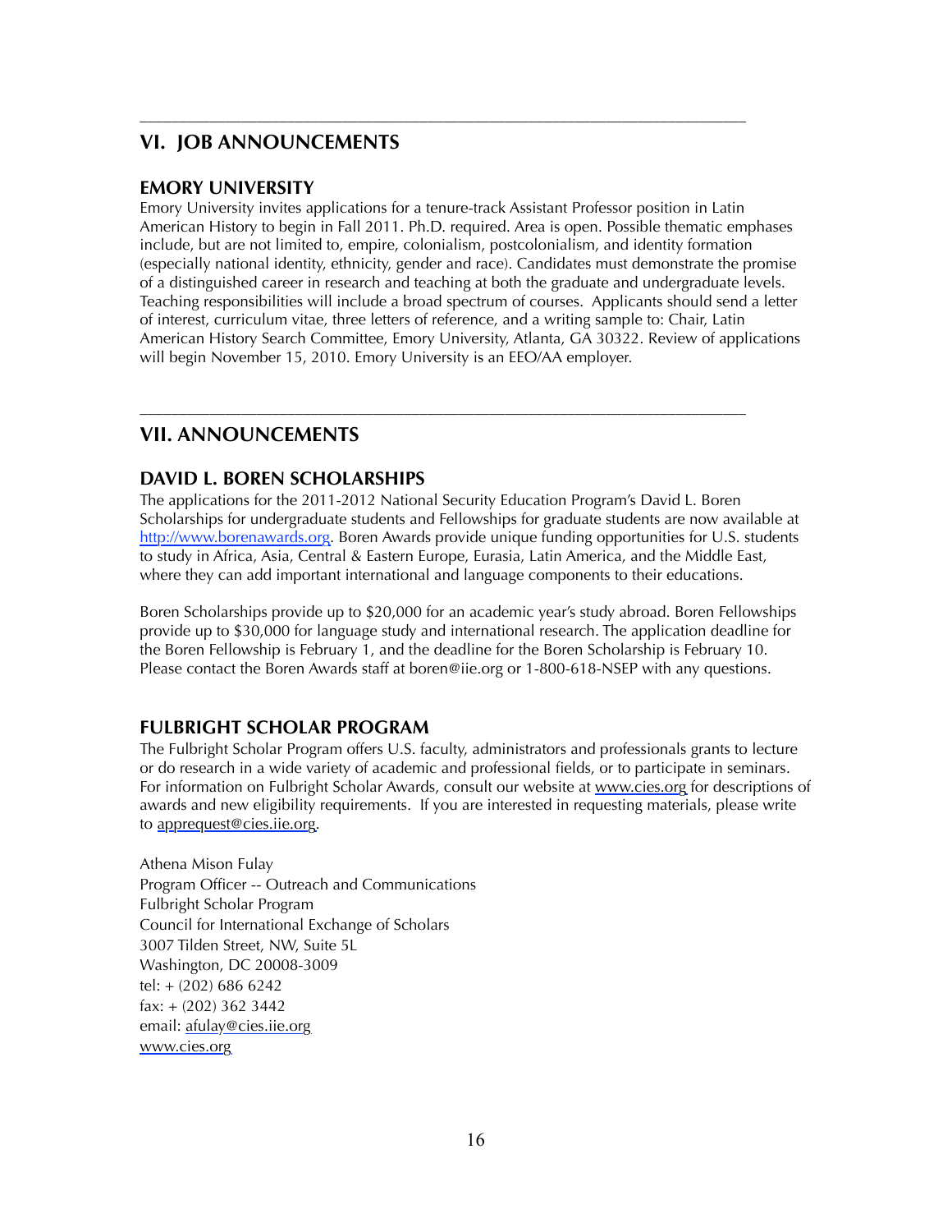---

## VI. JOB ANNOUNCEMENTS

### EMORY UNIVERSITY

Emory University invites applications for a tenure-track Assistant Professor position in Latin American History to begin in Fall 2011. Ph.D. required. Area is open. Possible thematic emphases include, but are not limited to, empire, colonialism, postcolonialism, and identity formation (especially national identity, ethnicity, gender and race). Candidates must demonstrate the promise of a distinguished career in research and teaching at both the graduate and undergraduate levels. Teaching responsibilities will include a broad spectrum of courses. Applicants should send a letter of interest, curriculum vitae, three letters of reference, and a writing sample to: Chair, Latin American History Search Committee, Emory University, Atlanta, GA 30322. Review of applications will begin November 15, 2010. Emory University is an EEO/AA employer.

---

## VII. ANNOUNCEMENTS

### DAVID L. BOREN SCHOLARSHIPS

The applications for the 2011-2012 National Security Education Program's David L. Boren Scholarships for undergraduate students and Fellowships for graduate students are now available at http://www.borenawards.org. Boren Awards provide unique funding opportunities for U.S. students to study in Africa, Asia, Central & Eastern Europe, Eurasia, Latin America, and the Middle East, where they can add important international and language components to their educations.

Boren Scholarships provide up to $20,000 for an academic year's study abroad. Boren Fellowships provide up to $30,000 for language study and international research. The application deadline for the Boren Fellowship is February 1, and the deadline for the Boren Scholarship is February 10. Please contact the Boren Awards staff at boren@iie.org or 1-800-618-NSEP with any questions.

### FULBRIGHT SCHOLAR PROGRAM

The Fulbright Scholar Program offers U.S. faculty, administrators and professionals grants to lecture or do research in a wide variety of academic and professional fields, or to participate in seminars. For information on Fulbright Scholar Awards, consult our website at www.cies.org for descriptions of awards and new eligibility requirements. If you are interested in requesting materials, please write to apprequest@cies.iie.org.

Athena Mison Fulay
Program Officer -- Outreach and Communications
Fulbright Scholar Program
Council for International Exchange of Scholars
3007 Tilden Street, NW, Suite 5L
Washington, DC 20008-3009
tel: + (202) 686 6242
fax: + (202) 362 3442
email: afulay@cies.iie.org
www.cies.org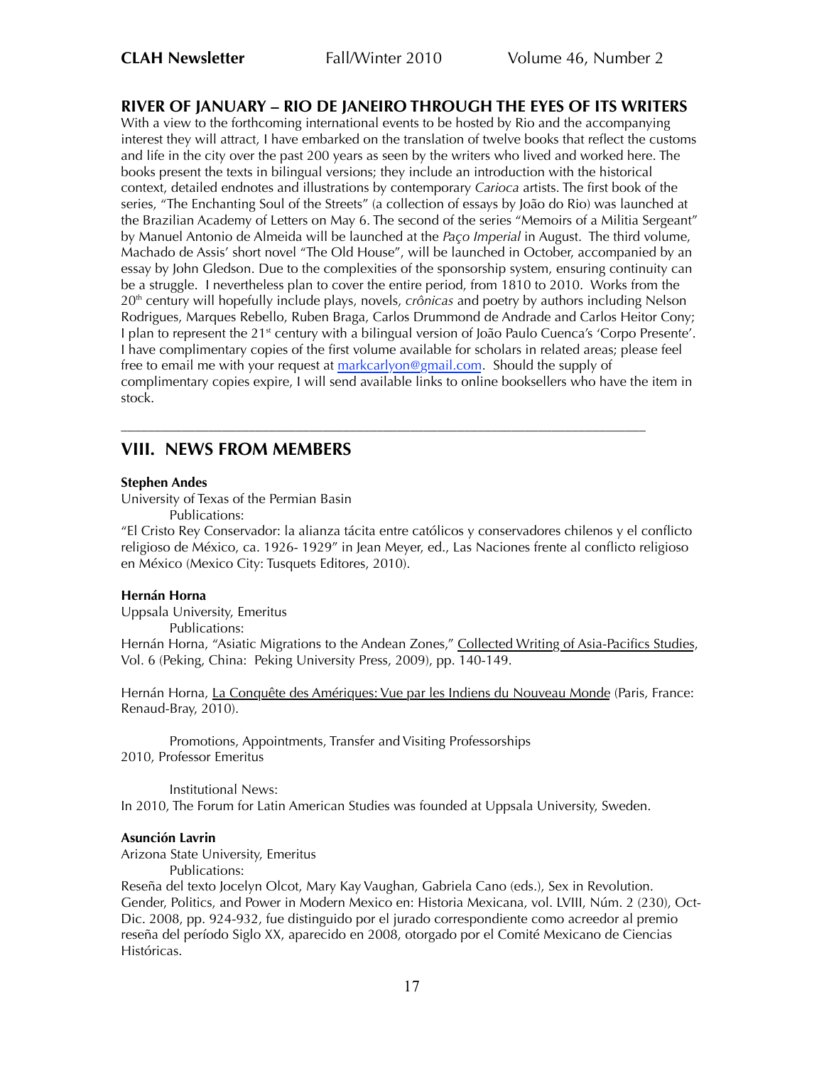## RIVER OF JANUARY – RIO DE JANEIRO THROUGH THE EYES OF ITS WRITERS

With a view to the forthcoming international events to be hosted by Rio and the accompanying interest they will attract, I have embarked on the translation of twelve books that reflect the customs and life in the city over the past 200 years as seen by the writers who lived and worked here. The books present the texts in bilingual versions; they include an introduction with the historical context, detailed endnotes and illustrations by contemporary *Carioca* artists. The first book of the series, "The Enchanting Soul of the Streets" (a collection of essays by João do Rio) was launched at the Brazilian Academy of Letters on May 6. The second of the series "Memoirs of a Militia Sergeant" by Manuel Antonio de Almeida will be launched at the *Paço Imperial* in August. The third volume, Machado de Assis' short novel "The Old House", will be launched in October, accompanied by an essay by John Gledson. Due to the complexities of the sponsorship system, ensuring continuity can be a struggle. I nevertheless plan to cover the entire period, from 1810 to 2010. Works from the 20th century will hopefully include plays, novels, *crônicas* and poetry by authors including Nelson Rodrigues, Marques Rebello, Ruben Braga, Carlos Drummond de Andrade and Carlos Heitor Cony; I plan to represent the 21st century with a bilingual version of João Paulo Cuenca's 'Corpo Presente'. I have complimentary copies of the first volume available for scholars in related areas; please feel free to email me with your request at markcarlyon@gmail.com. Should the supply of complimentary copies expire, I will send available links to online booksellers who have the item in stock.

---

## VIII. NEWS FROM MEMBERS

**Stephen Andes**
University of Texas of the Permian Basin
Publications:
"El Cristo Rey Conservador: la alianza tácita entre católicos y conservadores chilenos y el conflicto religioso de México, ca. 1926- 1929" in Jean Meyer, ed., Las Naciones frente al conflicto religioso en México (Mexico City: Tusquets Editores, 2010).

**Hernán Horna**
Uppsala University, Emeritus
Publications:
Hernán Horna, "Asiatic Migrations to the Andean Zones," Collected Writing of Asia-Pacifics Studies, Vol. 6 (Peking, China: Peking University Press, 2009), pp. 140-149.

Hernán Horna, La Conquête des Amériques: Vue par les Indiens du Nouveau Monde (Paris, France: Renaud-Bray, 2010).

Promotions, Appointments, Transfer and Visiting Professorships
2010, Professor Emeritus

Institutional News:
In 2010, The Forum for Latin American Studies was founded at Uppsala University, Sweden.

**Asunción Lavrin**
Arizona State University, Emeritus
Publications:
Reseña del texto Jocelyn Olcot, Mary Kay Vaughan, Gabriela Cano (eds.), Sex in Revolution. Gender, Politics, and Power in Modern Mexico en: Historia Mexicana, vol. LVIII, Núm. 2 (230), Oct-Dic. 2008, pp. 924-932, fue distinguido por el jurado correspondiente como acreedor al premio reseña del período Siglo XX, aparecido en 2008, otorgado por el Comité Mexicano de Ciencias Históricas.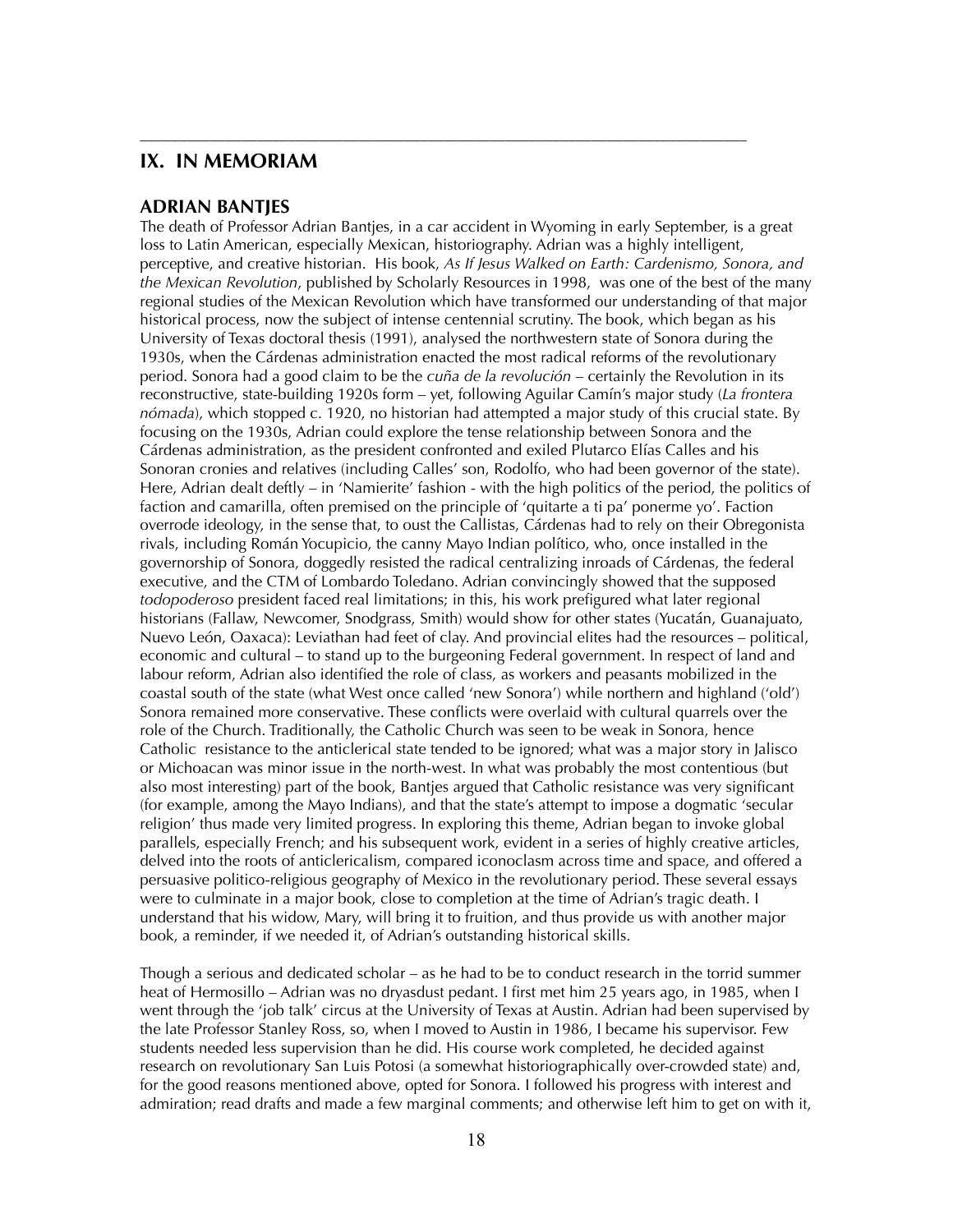## IX. IN MEMORIAM

### ADRIAN BANTJES

The death of Professor Adrian Bantjes, in a car accident in Wyoming in early September, is a great loss to Latin American, especially Mexican, historiography. Adrian was a highly intelligent, perceptive, and creative historian. His book, *As If Jesus Walked on Earth: Cardenismo, Sonora, and the Mexican Revolution*, published by Scholarly Resources in 1998, was one of the best of the many regional studies of the Mexican Revolution which have transformed our understanding of that major historical process, now the subject of intense centennial scrutiny. The book, which began as his University of Texas doctoral thesis (1991), analysed the northwestern state of Sonora during the 1930s, when the Cárdenas administration enacted the most radical reforms of the revolutionary period. Sonora had a good claim to be the *cuña de la revolución* – certainly the Revolution in its reconstructive, state-building 1920s form – yet, following Aguilar Camín's major study (*La frontera nómada*), which stopped c. 1920, no historian had attempted a major study of this crucial state. By focusing on the 1930s, Adrian could explore the tense relationship between Sonora and the Cárdenas administration, as the president confronted and exiled Plutarco Elías Calles and his Sonoran cronies and relatives (including Calles' son, Rodolfo, who had been governor of the state). Here, Adrian dealt deftly – in 'Namierite' fashion - with the high politics of the period, the politics of faction and camarilla, often premised on the principle of 'quitarte a ti pa' ponerme yo'. Faction overrode ideology, in the sense that, to oust the Callistas, Cárdenas had to rely on their Obregonista rivals, including Román Yocupicio, the canny Mayo Indian político, who, once installed in the governorship of Sonora, doggedly resisted the radical centralizing inroads of Cárdenas, the federal executive, and the CTM of Lombardo Toledano. Adrian convincingly showed that the supposed *todopoderoso* president faced real limitations; in this, his work prefigured what later regional historians (Fallaw, Newcomer, Snodgrass, Smith) would show for other states (Yucatán, Guanajuato, Nuevo León, Oaxaca): Leviathan had feet of clay. And provincial elites had the resources – political, economic and cultural – to stand up to the burgeoning Federal government. In respect of land and labour reform, Adrian also identified the role of class, as workers and peasants mobilized in the coastal south of the state (what West once called 'new Sonora') while northern and highland ('old') Sonora remained more conservative. These conflicts were overlaid with cultural quarrels over the role of the Church. Traditionally, the Catholic Church was seen to be weak in Sonora, hence Catholic resistance to the anticlerical state tended to be ignored; what was a major story in Jalisco or Michoacan was minor issue in the north-west. In what was probably the most contentious (but also most interesting) part of the book, Bantjes argued that Catholic resistance was very significant (for example, among the Mayo Indians), and that the state's attempt to impose a dogmatic 'secular religion' thus made very limited progress. In exploring this theme, Adrian began to invoke global parallels, especially French; and his subsequent work, evident in a series of highly creative articles, delved into the roots of anticlericalism, compared iconoclasm across time and space, and offered a persuasive politico-religious geography of Mexico in the revolutionary period. These several essays were to culminate in a major book, close to completion at the time of Adrian's tragic death. I understand that his widow, Mary, will bring it to fruition, and thus provide us with another major book, a reminder, if we needed it, of Adrian's outstanding historical skills.

Though a serious and dedicated scholar – as he had to be to conduct research in the torrid summer heat of Hermosillo – Adrian was no dryasdust pedant. I first met him 25 years ago, in 1985, when I went through the 'job talk' circus at the University of Texas at Austin. Adrian had been supervised by the late Professor Stanley Ross, so, when I moved to Austin in 1986, I became his supervisor. Few students needed less supervision than he did. His course work completed, he decided against research on revolutionary San Luis Potosi (a somewhat historiographically over-crowded state) and, for the good reasons mentioned above, opted for Sonora. I followed his progress with interest and admiration; read drafts and made a few marginal comments; and otherwise left him to get on with it,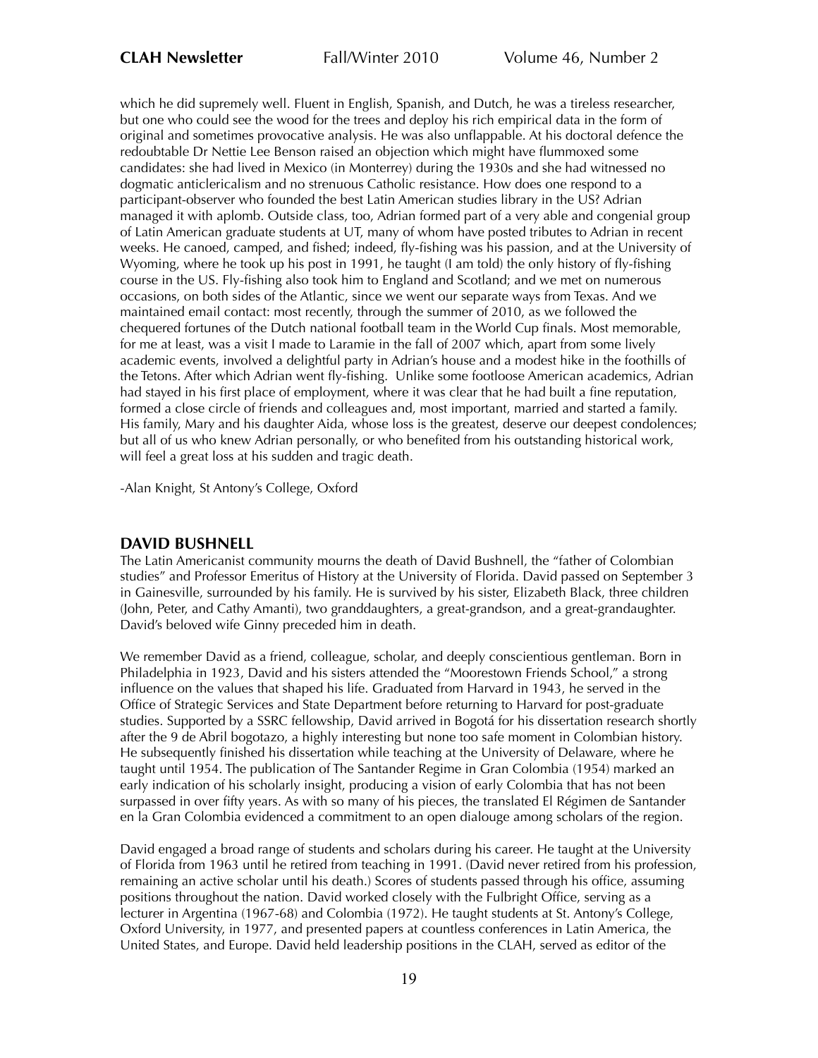which he did supremely well. Fluent in English, Spanish, and Dutch, he was a tireless researcher, but one who could see the wood for the trees and deploy his rich empirical data in the form of original and sometimes provocative analysis. He was also unflappable. At his doctoral defence the redoubtable Dr Nettie Lee Benson raised an objection which might have flummoxed some candidates: she had lived in Mexico (in Monterrey) during the 1930s and she had witnessed no dogmatic anticlericalism and no strenuous Catholic resistance. How does one respond to a participant-observer who founded the best Latin American studies library in the US? Adrian managed it with aplomb. Outside class, too, Adrian formed part of a very able and congenial group of Latin American graduate students at UT, many of whom have posted tributes to Adrian in recent weeks. He canoed, camped, and fished; indeed, fly-fishing was his passion, and at the University of Wyoming, where he took up his post in 1991, he taught (I am told) the only history of fly-fishing course in the US. Fly-fishing also took him to England and Scotland; and we met on numerous occasions, on both sides of the Atlantic, since we went our separate ways from Texas. And we maintained email contact: most recently, through the summer of 2010, as we followed the chequered fortunes of the Dutch national football team in the World Cup finals. Most memorable, for me at least, was a visit I made to Laramie in the fall of 2007 which, apart from some lively academic events, involved a delightful party in Adrian's house and a modest hike in the foothills of the Tetons. After which Adrian went fly-fishing. Unlike some footloose American academics, Adrian had stayed in his first place of employment, where it was clear that he had built a fine reputation, formed a close circle of friends and colleagues and, most important, married and started a family. His family, Mary and his daughter Aida, whose loss is the greatest, deserve our deepest condolences; but all of us who knew Adrian personally, or who benefited from his outstanding historical work, will feel a great loss at his sudden and tragic death.

-Alan Knight, St Antony's College, Oxford

## DAVID BUSHNELL

The Latin Americanist community mourns the death of David Bushnell, the "father of Colombian studies" and Professor Emeritus of History at the University of Florida. David passed on September 3 in Gainesville, surrounded by his family. He is survived by his sister, Elizabeth Black, three children (John, Peter, and Cathy Amanti), two granddaughters, a great-grandson, and a great-grandaughter. David's beloved wife Ginny preceded him in death.

We remember David as a friend, colleague, scholar, and deeply conscientious gentleman. Born in Philadelphia in 1923, David and his sisters attended the "Moorestown Friends School," a strong influence on the values that shaped his life. Graduated from Harvard in 1943, he served in the Office of Strategic Services and State Department before returning to Harvard for post-graduate studies. Supported by a SSRC fellowship, David arrived in Bogotá for his dissertation research shortly after the 9 de Abril bogotazo, a highly interesting but none too safe moment in Colombian history. He subsequently finished his dissertation while teaching at the University of Delaware, where he taught until 1954. The publication of The Santander Regime in Gran Colombia (1954) marked an early indication of his scholarly insight, producing a vision of early Colombia that has not been surpassed in over fifty years. As with so many of his pieces, the translated El Régimen de Santander en la Gran Colombia evidenced a commitment to an open dialouge among scholars of the region.

David engaged a broad range of students and scholars during his career. He taught at the University of Florida from 1963 until he retired from teaching in 1991. (David never retired from his profession, remaining an active scholar until his death.) Scores of students passed through his office, assuming positions throughout the nation. David worked closely with the Fulbright Office, serving as a lecturer in Argentina (1967-68) and Colombia (1972). He taught students at St. Antony's College, Oxford University, in 1977, and presented papers at countless conferences in Latin America, the United States, and Europe. David held leadership positions in the CLAH, served as editor of the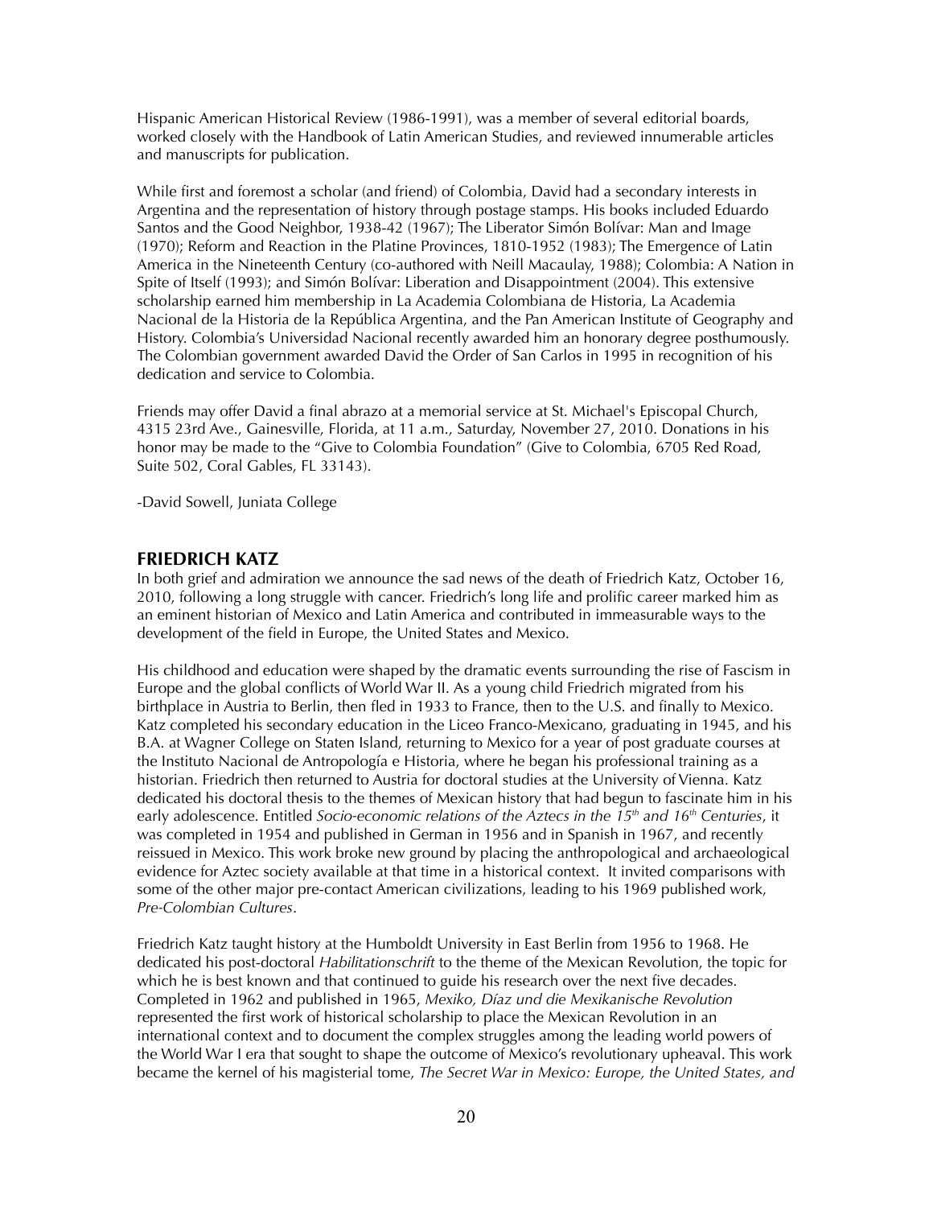Hispanic American Historical Review (1986-1991), was a member of several editorial boards, worked closely with the Handbook of Latin American Studies, and reviewed innumerable articles and manuscripts for publication.

While first and foremost a scholar (and friend) of Colombia, David had a secondary interests in Argentina and the representation of history through postage stamps. His books included Eduardo Santos and the Good Neighbor, 1938-42 (1967); The Liberator Simón Bolívar: Man and Image (1970); Reform and Reaction in the Platine Provinces, 1810-1952 (1983); The Emergence of Latin America in the Nineteenth Century (co-authored with Neill Macaulay, 1988); Colombia: A Nation in Spite of Itself (1993); and Simón Bolívar: Liberation and Disappointment (2004). This extensive scholarship earned him membership in La Academia Colombiana de Historia, La Academia Nacional de la Historia de la República Argentina, and the Pan American Institute of Geography and History. Colombia's Universidad Nacional recently awarded him an honorary degree posthumously. The Colombian government awarded David the Order of San Carlos in 1995 in recognition of his dedication and service to Colombia.

Friends may offer David a final abrazo at a memorial service at St. Michael's Episcopal Church, 4315 23rd Ave., Gainesville, Florida, at 11 a.m., Saturday, November 27, 2010. Donations in his honor may be made to the "Give to Colombia Foundation" (Give to Colombia, 6705 Red Road, Suite 502, Coral Gables, FL 33143).

-David Sowell, Juniata College

## FRIEDRICH KATZ

In both grief and admiration we announce the sad news of the death of Friedrich Katz, October 16, 2010, following a long struggle with cancer. Friedrich's long life and prolific career marked him as an eminent historian of Mexico and Latin America and contributed in immeasurable ways to the development of the field in Europe, the United States and Mexico.

His childhood and education were shaped by the dramatic events surrounding the rise of Fascism in Europe and the global conflicts of World War II. As a young child Friedrich migrated from his birthplace in Austria to Berlin, then fled in 1933 to France, then to the U.S. and finally to Mexico. Katz completed his secondary education in the Liceo Franco-Mexicano, graduating in 1945, and his B.A. at Wagner College on Staten Island, returning to Mexico for a year of post graduate courses at the Instituto Nacional de Antropología e Historia, where he began his professional training as a historian. Friedrich then returned to Austria for doctoral studies at the University of Vienna. Katz dedicated his doctoral thesis to the themes of Mexican history that had begun to fascinate him in his early adolescence. Entitled *Socio-economic relations of the Aztecs in the 15th and 16th Centuries*, it was completed in 1954 and published in German in 1956 and in Spanish in 1967, and recently reissued in Mexico. This work broke new ground by placing the anthropological and archaeological evidence for Aztec society available at that time in a historical context. It invited comparisons with some of the other major pre-contact American civilizations, leading to his 1969 published work, *Pre-Colombian Cultures*.

Friedrich Katz taught history at the Humboldt University in East Berlin from 1956 to 1968. He dedicated his post-doctoral *Habilitationschrift* to the theme of the Mexican Revolution, the topic for which he is best known and that continued to guide his research over the next five decades. Completed in 1962 and published in 1965, *Mexiko, Díaz und die Mexikanische Revolution* represented the first work of historical scholarship to place the Mexican Revolution in an international context and to document the complex struggles among the leading world powers of the World War I era that sought to shape the outcome of Mexico's revolutionary upheaval. This work became the kernel of his magisterial tome, *The Secret War in Mexico: Europe, the United States, and*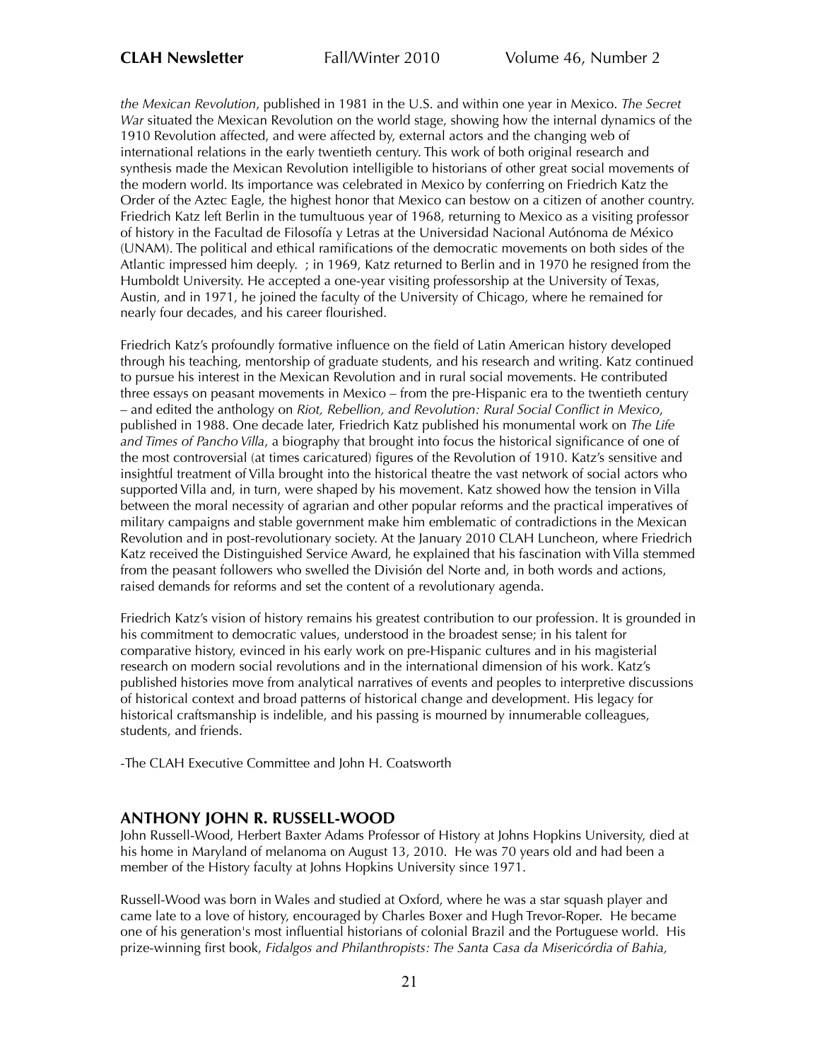*the Mexican Revolution*, published in 1981 in the U.S. and within one year in Mexico. *The Secret War* situated the Mexican Revolution on the world stage, showing how the internal dynamics of the 1910 Revolution affected, and were affected by, external actors and the changing web of international relations in the early twentieth century. This work of both original research and synthesis made the Mexican Revolution intelligible to historians of other great social movements of the modern world. Its importance was celebrated in Mexico by conferring on Friedrich Katz the Order of the Aztec Eagle, the highest honor that Mexico can bestow on a citizen of another country. Friedrich Katz left Berlin in the tumultuous year of 1968, returning to Mexico as a visiting professor of history in the Facultad de Filosofía y Letras at the Universidad Nacional Autónoma de México (UNAM). The political and ethical ramifications of the democratic movements on both sides of the Atlantic impressed him deeply. ; in 1969, Katz returned to Berlin and in 1970 he resigned from the Humboldt University. He accepted a one-year visiting professorship at the University of Texas, Austin, and in 1971, he joined the faculty of the University of Chicago, where he remained for nearly four decades, and his career flourished.

Friedrich Katz's profoundly formative influence on the field of Latin American history developed through his teaching, mentorship of graduate students, and his research and writing. Katz continued to pursue his interest in the Mexican Revolution and in rural social movements. He contributed three essays on peasant movements in Mexico – from the pre-Hispanic era to the twentieth century – and edited the anthology on *Riot, Rebellion, and Revolution: Rural Social Conflict in Mexico*, published in 1988. One decade later, Friedrich Katz published his monumental work on *The Life and Times of Pancho Villa*, a biography that brought into focus the historical significance of one of the most controversial (at times caricatured) figures of the Revolution of 1910. Katz's sensitive and insightful treatment of Villa brought into the historical theatre the vast network of social actors who supported Villa and, in turn, were shaped by his movement. Katz showed how the tension in Villa between the moral necessity of agrarian and other popular reforms and the practical imperatives of military campaigns and stable government make him emblematic of contradictions in the Mexican Revolution and in post-revolutionary society. At the January 2010 CLAH Luncheon, where Friedrich Katz received the Distinguished Service Award, he explained that his fascination with Villa stemmed from the peasant followers who swelled the División del Norte and, in both words and actions, raised demands for reforms and set the content of a revolutionary agenda.

Friedrich Katz's vision of history remains his greatest contribution to our profession. It is grounded in his commitment to democratic values, understood in the broadest sense; in his talent for comparative history, evinced in his early work on pre-Hispanic cultures and in his magisterial research on modern social revolutions and in the international dimension of his work. Katz's published histories move from analytical narratives of events and peoples to interpretive discussions of historical context and broad patterns of historical change and development. His legacy for historical craftsmanship is indelible, and his passing is mourned by innumerable colleagues, students, and friends.

-The CLAH Executive Committee and John H. Coatsworth

## ANTHONY JOHN R. RUSSELL-WOOD

John Russell-Wood, Herbert Baxter Adams Professor of History at Johns Hopkins University, died at his home in Maryland of melanoma on August 13, 2010. He was 70 years old and had been a member of the History faculty at Johns Hopkins University since 1971.

Russell-Wood was born in Wales and studied at Oxford, where he was a star squash player and came late to a love of history, encouraged by Charles Boxer and Hugh Trevor-Roper. He became one of his generation's most influential historians of colonial Brazil and the Portuguese world. His prize-winning first book, *Fidalgos and Philanthropists: The Santa Casa da Misericórdia of Bahia,*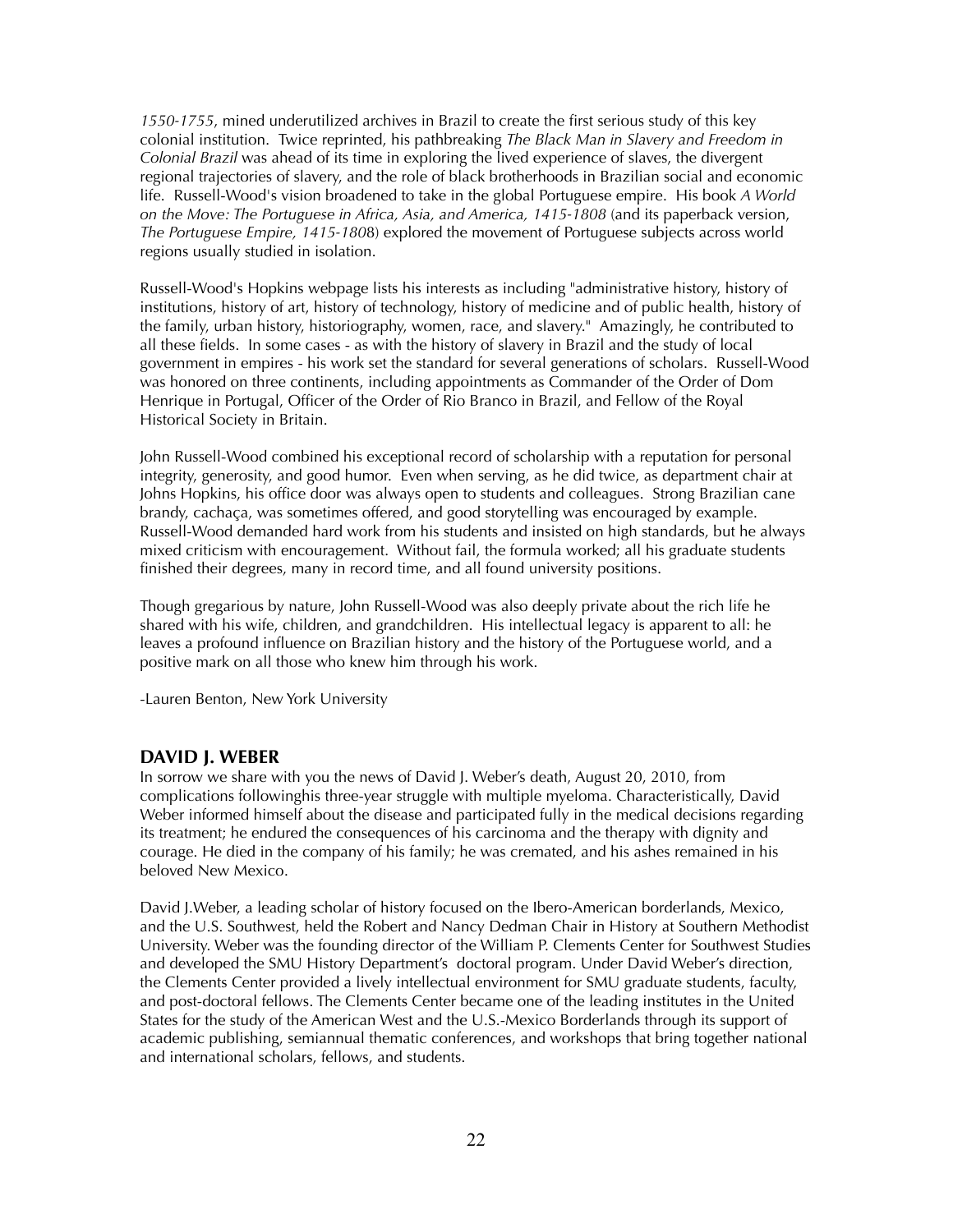*1550-1755*, mined underutilized archives in Brazil to create the first serious study of this key colonial institution. Twice reprinted, his pathbreaking *The Black Man in Slavery and Freedom in Colonial Brazil* was ahead of its time in exploring the lived experience of slaves, the divergent regional trajectories of slavery, and the role of black brotherhoods in Brazilian social and economic life. Russell-Wood's vision broadened to take in the global Portuguese empire. His book *A World on the Move: The Portuguese in Africa, Asia, and America, 1415-1808* (and its paperback version, *The Portuguese Empire, 1415-1808*) explored the movement of Portuguese subjects across world regions usually studied in isolation.

Russell-Wood's Hopkins webpage lists his interests as including "administrative history, history of institutions, history of art, history of technology, history of medicine and of public health, history of the family, urban history, historiography, women, race, and slavery." Amazingly, he contributed to all these fields. In some cases - as with the history of slavery in Brazil and the study of local government in empires - his work set the standard for several generations of scholars. Russell-Wood was honored on three continents, including appointments as Commander of the Order of Dom Henrique in Portugal, Officer of the Order of Rio Branco in Brazil, and Fellow of the Royal Historical Society in Britain.

John Russell-Wood combined his exceptional record of scholarship with a reputation for personal integrity, generosity, and good humor. Even when serving, as he did twice, as department chair at Johns Hopkins, his office door was always open to students and colleagues. Strong Brazilian cane brandy, cachaça, was sometimes offered, and good storytelling was encouraged by example. Russell-Wood demanded hard work from his students and insisted on high standards, but he always mixed criticism with encouragement. Without fail, the formula worked; all his graduate students finished their degrees, many in record time, and all found university positions.

Though gregarious by nature, John Russell-Wood was also deeply private about the rich life he shared with his wife, children, and grandchildren. His intellectual legacy is apparent to all: he leaves a profound influence on Brazilian history and the history of the Portuguese world, and a positive mark on all those who knew him through his work.

-Lauren Benton, New York University

## DAVID J. WEBER

In sorrow we share with you the news of David J. Weber's death, August 20, 2010, from complications followinghis three-year struggle with multiple myeloma. Characteristically, David Weber informed himself about the disease and participated fully in the medical decisions regarding its treatment; he endured the consequences of his carcinoma and the therapy with dignity and courage. He died in the company of his family; he was cremated, and his ashes remained in his beloved New Mexico.

David J.Weber, a leading scholar of history focused on the Ibero-American borderlands, Mexico, and the U.S. Southwest, held the Robert and Nancy Dedman Chair in History at Southern Methodist University. Weber was the founding director of the William P. Clements Center for Southwest Studies and developed the SMU History Department's doctoral program. Under David Weber's direction, the Clements Center provided a lively intellectual environment for SMU graduate students, faculty, and post-doctoral fellows. The Clements Center became one of the leading institutes in the United States for the study of the American West and the U.S.-Mexico Borderlands through its support of academic publishing, semiannual thematic conferences, and workshops that bring together national and international scholars, fellows, and students.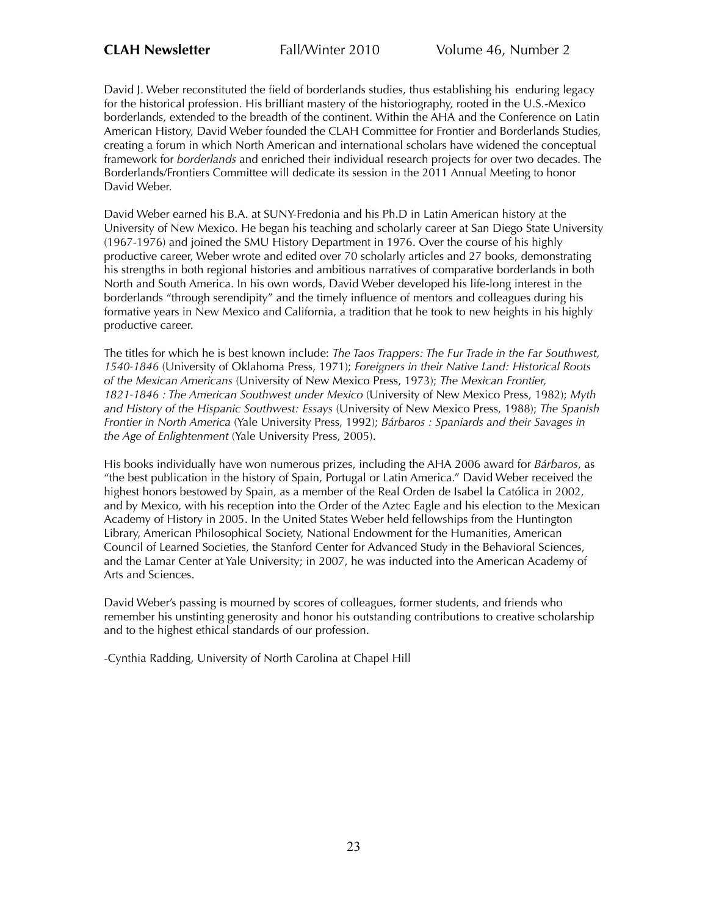David J. Weber reconstituted the field of borderlands studies, thus establishing his enduring legacy for the historical profession. His brilliant mastery of the historiography, rooted in the U.S.-Mexico borderlands, extended to the breadth of the continent. Within the AHA and the Conference on Latin American History, David Weber founded the CLAH Committee for Frontier and Borderlands Studies, creating a forum in which North American and international scholars have widened the conceptual framework for *borderlands* and enriched their individual research projects for over two decades. The Borderlands/Frontiers Committee will dedicate its session in the 2011 Annual Meeting to honor David Weber.

David Weber earned his B.A. at SUNY-Fredonia and his Ph.D in Latin American history at the University of New Mexico. He began his teaching and scholarly career at San Diego State University (1967-1976) and joined the SMU History Department in 1976. Over the course of his highly productive career, Weber wrote and edited over 70 scholarly articles and 27 books, demonstrating his strengths in both regional histories and ambitious narratives of comparative borderlands in both North and South America. In his own words, David Weber developed his life-long interest in the borderlands "through serendipity" and the timely influence of mentors and colleagues during his formative years in New Mexico and California, a tradition that he took to new heights in his highly productive career.

The titles for which he is best known include: *The Taos Trappers: The Fur Trade in the Far Southwest, 1540-1846* (University of Oklahoma Press, 1971); *Foreigners in their Native Land: Historical Roots of the Mexican Americans* (University of New Mexico Press, 1973); *The Mexican Frontier, 1821-1846 : The American Southwest under Mexico* (University of New Mexico Press, 1982); *Myth and History of the Hispanic Southwest: Essays* (University of New Mexico Press, 1988); *The Spanish Frontier in North America* (Yale University Press, 1992); *Bárbaros : Spaniards and their Savages in the Age of Enlightenment* (Yale University Press, 2005).

His books individually have won numerous prizes, including the AHA 2006 award for *Bárbaros*, as "the best publication in the history of Spain, Portugal or Latin America." David Weber received the highest honors bestowed by Spain, as a member of the Real Orden de Isabel la Católica in 2002, and by Mexico, with his reception into the Order of the Aztec Eagle and his election to the Mexican Academy of History in 2005. In the United States Weber held fellowships from the Huntington Library, American Philosophical Society, National Endowment for the Humanities, American Council of Learned Societies, the Stanford Center for Advanced Study in the Behavioral Sciences, and the Lamar Center at Yale University; in 2007, he was inducted into the American Academy of Arts and Sciences.

David Weber's passing is mourned by scores of colleagues, former students, and friends who remember his unstinting generosity and honor his outstanding contributions to creative scholarship and to the highest ethical standards of our profession.

-Cynthia Radding, University of North Carolina at Chapel Hill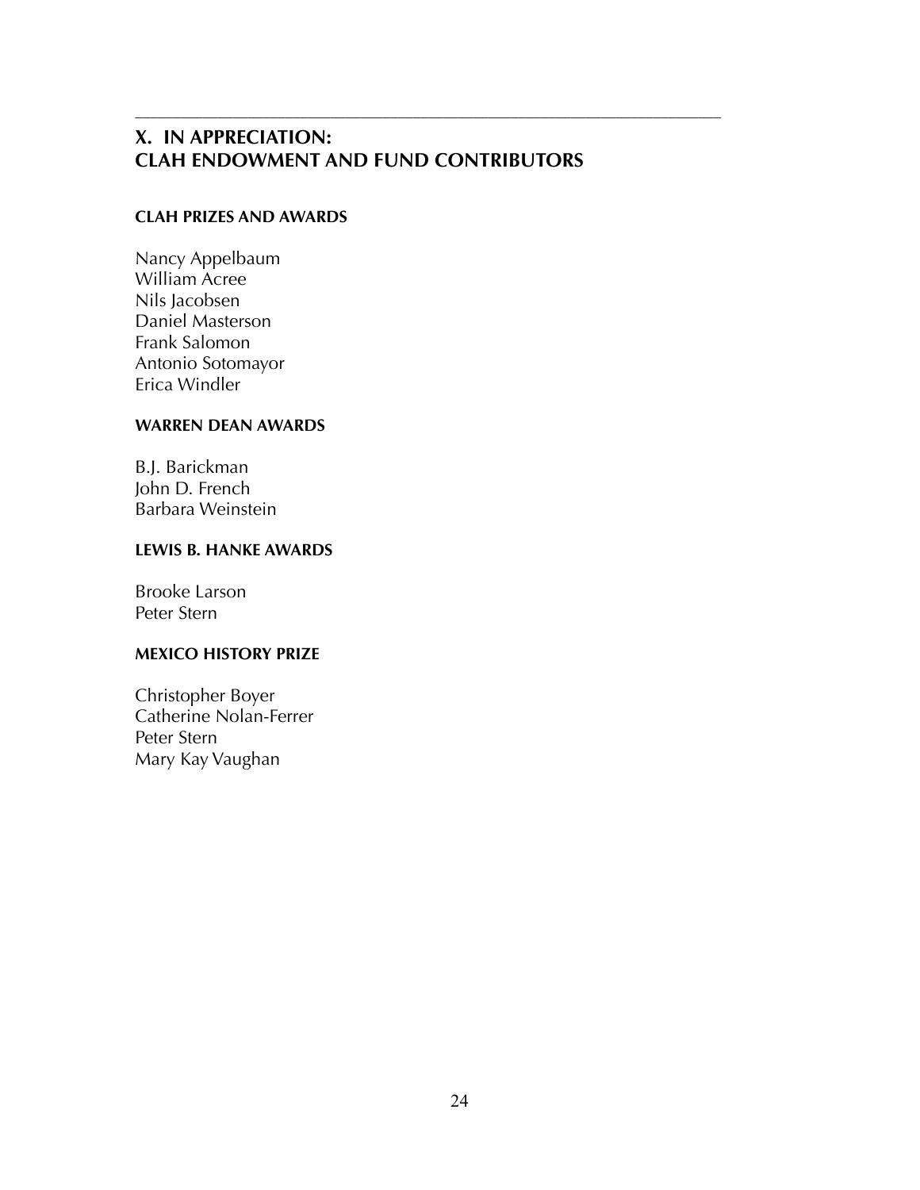## X. IN APPRECIATION: CLAH ENDOWMENT AND FUND CONTRIBUTORS

### CLAH PRIZES AND AWARDS

Nancy Appelbaum
William Acree
Nils Jacobsen
Daniel Masterson
Frank Salomon
Antonio Sotomayor
Erica Windler

### WARREN DEAN AWARDS

B.J. Barickman
John D. French
Barbara Weinstein

### LEWIS B. HANKE AWARDS

Brooke Larson
Peter Stern

### MEXICO HISTORY PRIZE

Christopher Boyer
Catherine Nolan-Ferrer
Peter Stern
Mary Kay Vaughan